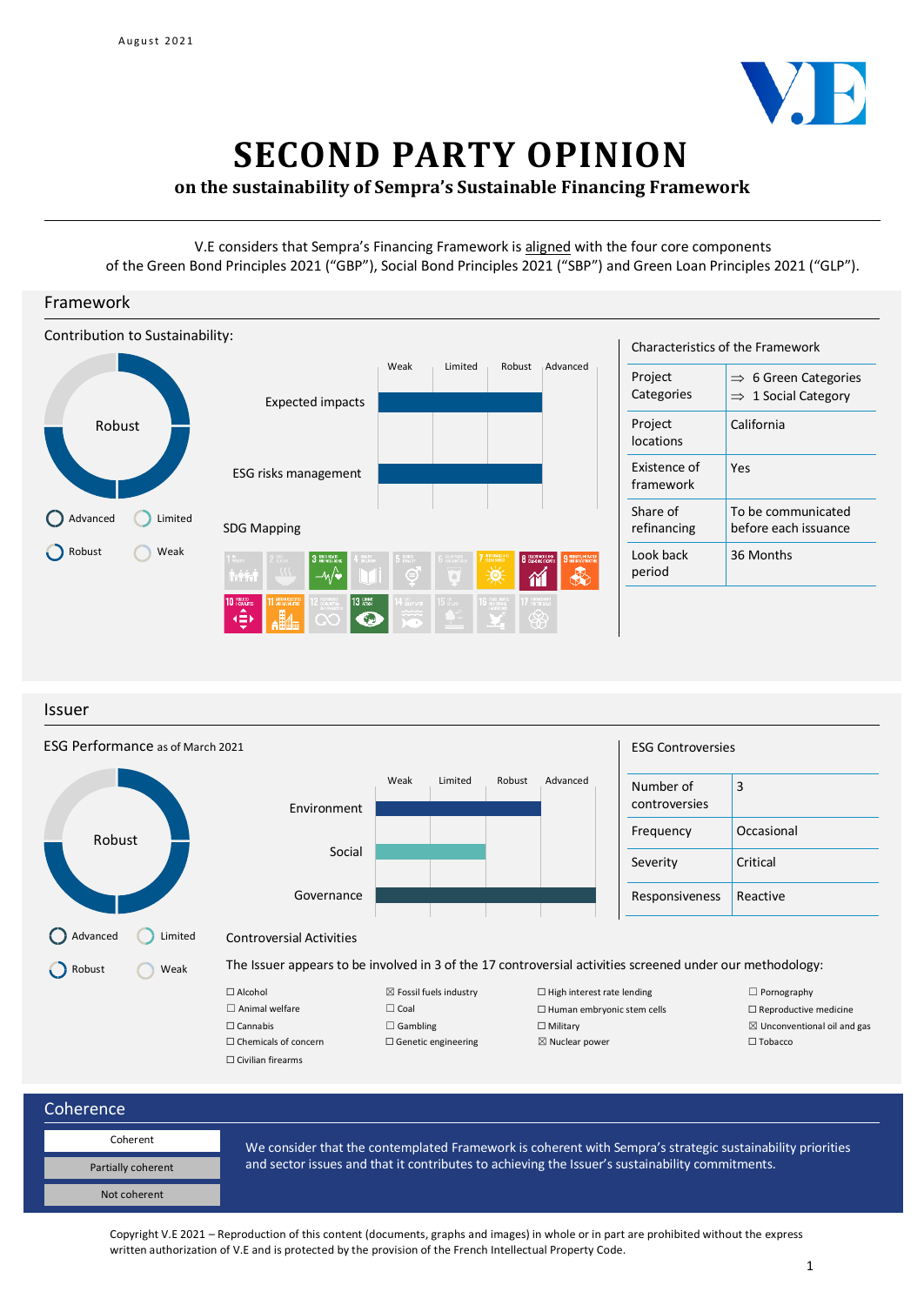August 2021

# SECOND PARTY OPINION

## on the sustainability of Sempra's Sustainable Financing Framework

V.E considers that Sempra's Financing Framework is aligned with the four core components of the Green Bond Principles 2021 ("GBP"), Social Bond Principles 2021 ("SBP") and Green Loan Principles 2021 ("GLP").

## Framework

### Contribution to Sustainability:

Robust

Advanced | Limited | Robust | Weak

| | Weak | Limited | Robust | Advanced |
|---|---|---|---|---|
| Expected impacts | | | Robust | |
| ESG risks management | | | Robust | |

SDG Mapping

### Characteristics of the Framework

| | |
|---|---|
| Project Categories | ⇒ 6 Green Categories<br>⇒ 1 Social Category |
| Project locations | California |
| Existence of framework | Yes |
| Share of refinancing | To be communicated before each issuance |
| Look back period | 36 Months |

## Issuer

### ESG Performance as of March 2021

Robust

Advanced | Limited | Robust | Weak

| | Weak | Limited | Robust | Advanced |
|---|---|---|---|---|
| Environment | | | Robust | |
| Social | | Limited | | |
| Governance | | | | Advanced |

### ESG Controversies

| | |
|---|---|
| Number of controversies | 3 |
| Frequency | Occasional |
| Severity | Critical |
| Responsiveness | Reactive |

### Controversial Activities

The Issuer appears to be involved in 3 of the 17 controversial activities screened under our methodology:

- ☐ Alcohol
- ☐ Animal welfare
- ☐ Cannabis
- ☐ Chemicals of concern
- ☐ Civilian firearms
- ☒ Fossil fuels industry
- ☐ Coal
- ☐ Gambling
- ☐ Genetic engineering
- ☐ High interest rate lending
- ☐ Human embryonic stem cells
- ☐ Military
- ☒ Nuclear power
- ☐ Pornography
- ☐ Reproductive medicine
- ☒ Unconventional oil and gas
- ☐ Tobacco

## Coherence

Coherent | Partially coherent | Not coherent

We consider that the contemplated Framework is coherent with Sempra's strategic sustainability priorities and sector issues and that it contributes to achieving the Issuer's sustainability commitments.

Copyright V.E 2021 – Reproduction of this content (documents, graphs and images) in whole or in part are prohibited without the express written authorization of V.E and is protected by the provision of the French Intellectual Property Code.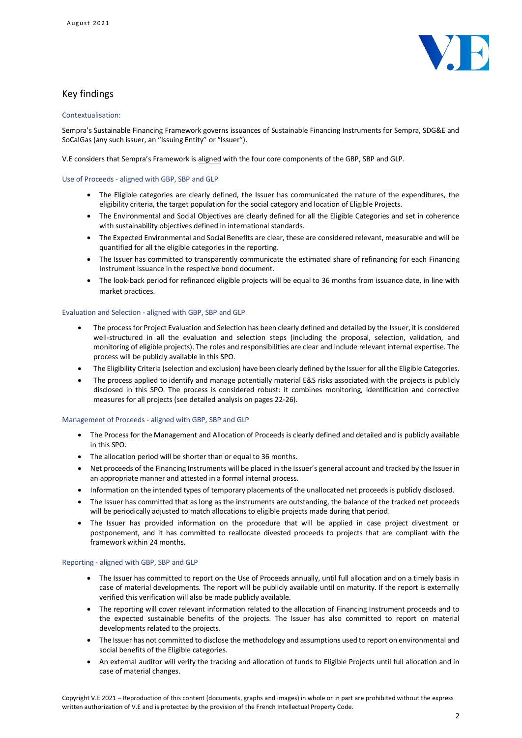## Key findings

### Contextualisation:

Sempra's Sustainable Financing Framework governs issuances of Sustainable Financing Instruments for Sempra, SDG&E and SoCalGas (any such issuer, an "Issuing Entity" or "Issuer").

V.E considers that Sempra's Framework is aligned with the four core components of the GBP, SBP and GLP.

### Use of Proceeds - aligned with GBP, SBP and GLP

- The Eligible categories are clearly defined, the Issuer has communicated the nature of the expenditures, the eligibility criteria, the target population for the social category and location of Eligible Projects.
- The Environmental and Social Objectives are clearly defined for all the Eligible Categories and set in coherence with sustainability objectives defined in international standards.
- The Expected Environmental and Social Benefits are clear, these are considered relevant, measurable and will be quantified for all the eligible categories in the reporting.
- The Issuer has committed to transparently communicate the estimated share of refinancing for each Financing Instrument issuance in the respective bond document.
- The look-back period for refinanced eligible projects will be equal to 36 months from issuance date, in line with market practices.

### Evaluation and Selection - aligned with GBP, SBP and GLP

- The process for Project Evaluation and Selection has been clearly defined and detailed by the Issuer, it is considered well-structured in all the evaluation and selection steps (including the proposal, selection, validation, and monitoring of eligible projects). The roles and responsibilities are clear and include relevant internal expertise. The process will be publicly available in this SPO.
- The Eligibility Criteria (selection and exclusion) have been clearly defined by the Issuer for all the Eligible Categories.
- The process applied to identify and manage potentially material E&S risks associated with the projects is publicly disclosed in this SPO. The process is considered robust: it combines monitoring, identification and corrective measures for all projects (see detailed analysis on pages 22-26).

### Management of Proceeds - aligned with GBP, SBP and GLP

- The Process for the Management and Allocation of Proceeds is clearly defined and detailed and is publicly available in this SPO.
- The allocation period will be shorter than or equal to 36 months.
- Net proceeds of the Financing Instruments will be placed in the Issuer's general account and tracked by the Issuer in an appropriate manner and attested in a formal internal process.
- Information on the intended types of temporary placements of the unallocated net proceeds is publicly disclosed.
- The Issuer has committed that as long as the instruments are outstanding, the balance of the tracked net proceeds will be periodically adjusted to match allocations to eligible projects made during that period.
- The Issuer has provided information on the procedure that will be applied in case project divestment or postponement, and it has committed to reallocate divested proceeds to projects that are compliant with the framework within 24 months.

### Reporting - aligned with GBP, SBP and GLP

- The Issuer has committed to report on the Use of Proceeds annually, until full allocation and on a timely basis in case of material developments. The report will be publicly available until on maturity. If the report is externally verified this verification will also be made publicly available.
- The reporting will cover relevant information related to the allocation of Financing Instrument proceeds and to the expected sustainable benefits of the projects. The Issuer has also committed to report on material developments related to the projects.
- The Issuer has not committed to disclose the methodology and assumptions used to report on environmental and social benefits of the Eligible categories.
- An external auditor will verify the tracking and allocation of funds to Eligible Projects until full allocation and in case of material changes.

Copyright V.E 2021 – Reproduction of this content (documents, graphs and images) in whole or in part are prohibited without the express written authorization of V.E and is protected by the provision of the French Intellectual Property Code.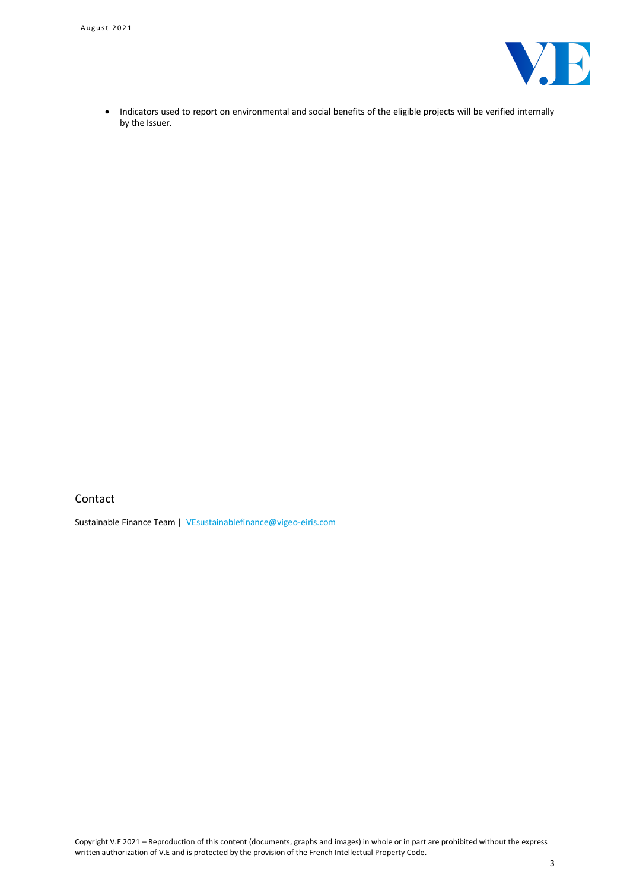- Indicators used to report on environmental and social benefits of the eligible projects will be verified internally by the Issuer.

## Contact

Sustainable Finance Team | VEsustainablefinance@vigeo-eiris.com

Copyright V.E 2021 – Reproduction of this content (documents, graphs and images) in whole or in part are prohibited without the express written authorization of V.E and is protected by the provision of the French Intellectual Property Code.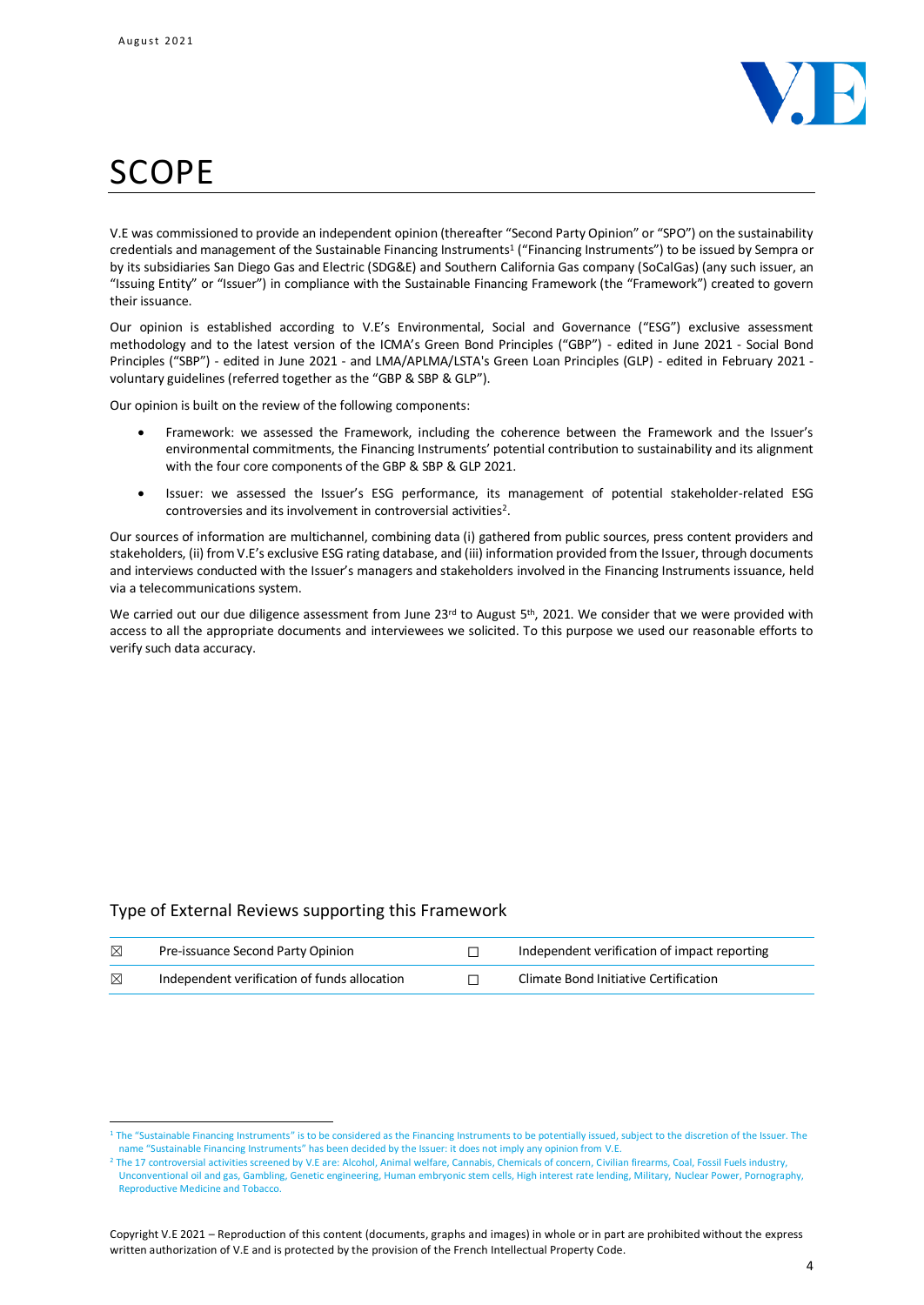# SCOPE

V.E was commissioned to provide an independent opinion (thereafter "Second Party Opinion" or "SPO") on the sustainability credentials and management of the Sustainable Financing Instruments[1] ("Financing Instruments") to be issued by Sempra or by its subsidiaries San Diego Gas and Electric (SDG&E) and Southern California Gas company (SoCalGas) (any such issuer, an "Issuing Entity" or "Issuer") in compliance with the Sustainable Financing Framework (the "Framework") created to govern their issuance.

Our opinion is established according to V.E's Environmental, Social and Governance ("ESG") exclusive assessment methodology and to the latest version of the ICMA's Green Bond Principles ("GBP") - edited in June 2021 - Social Bond Principles ("SBP") - edited in June 2021 - and LMA/APLMA/LSTA's Green Loan Principles (GLP) - edited in February 2021 - voluntary guidelines (referred together as the "GBP & SBP & GLP").

Our opinion is built on the review of the following components:

- Framework: we assessed the Framework, including the coherence between the Framework and the Issuer's environmental commitments, the Financing Instruments' potential contribution to sustainability and its alignment with the four core components of the GBP & SBP & GLP 2021.
- Issuer: we assessed the Issuer's ESG performance, its management of potential stakeholder-related ESG controversies and its involvement in controversial activities[2].

Our sources of information are multichannel, combining data (i) gathered from public sources, press content providers and stakeholders, (ii) from V.E's exclusive ESG rating database, and (iii) information provided from the Issuer, through documents and interviews conducted with the Issuer's managers and stakeholders involved in the Financing Instruments issuance, held via a telecommunications system.

We carried out our due diligence assessment from June 23rd to August 5th, 2021. We consider that we were provided with access to all the appropriate documents and interviewees we solicited. To this purpose we used our reasonable efforts to verify such data accuracy.

## Type of External Reviews supporting this Framework

| | | | |
|---|---|---|---|
| ☒ | Pre-issuance Second Party Opinion | ☐ | Independent verification of impact reporting |
| ☒ | Independent verification of funds allocation | ☐ | Climate Bond Initiative Certification |

[1] The "Sustainable Financing Instruments" is to be considered as the Financing Instruments to be potentially issued, subject to the discretion of the Issuer. The name "Sustainable Financing Instruments" has been decided by the Issuer: it does not imply any opinion from V.E.

[2] The 17 controversial activities screened by V.E are: Alcohol, Animal welfare, Cannabis, Chemicals of concern, Civilian firearms, Coal, Fossil Fuels industry, Unconventional oil and gas, Gambling, Genetic engineering, Human embryonic stem cells, High interest rate lending, Military, Nuclear Power, Pornography, Reproductive Medicine and Tobacco.

Copyright V.E 2021 – Reproduction of this content (documents, graphs and images) in whole or in part are prohibited without the express written authorization of V.E and is protected by the provision of the French Intellectual Property Code.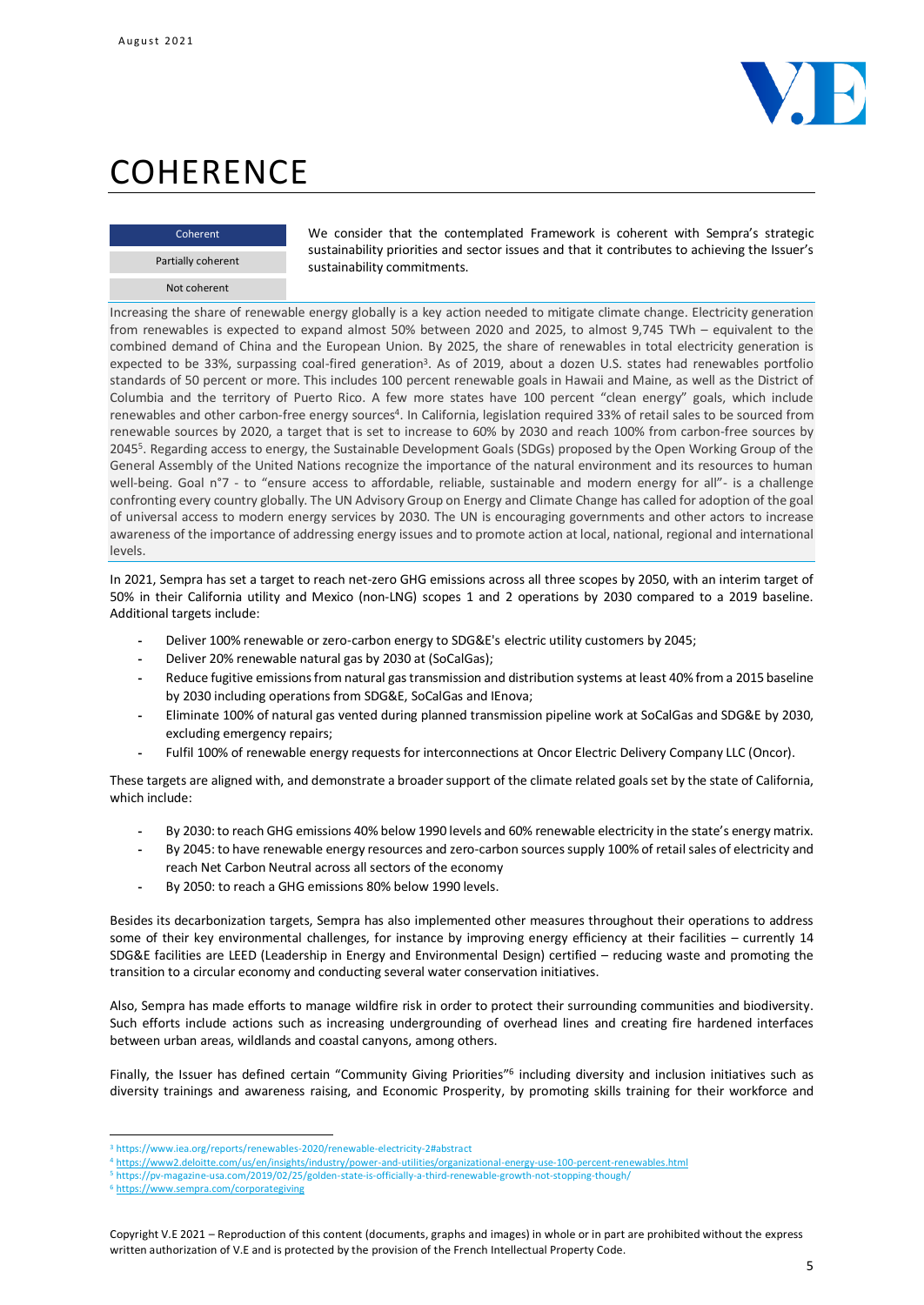᠎# COHERENCE

| Coherent |
|---|
| Partially coherent |
| Not coherent |

We consider that the contemplated Framework is coherent with Sempra's strategic sustainability priorities and sector issues and that it contributes to achieving the Issuer's sustainability commitments.

Increasing the share of renewable energy globally is a key action needed to mitigate climate change. Electricity generation from renewables is expected to expand almost 50% between 2020 and 2025, to almost 9,745 TWh – equivalent to the combined demand of China and the European Union. By 2025, the share of renewables in total electricity generation is expected to be 33%, surpassing coal-fired generation[3]. As of 2019, about a dozen U.S. states had renewables portfolio standards of 50 percent or more. This includes 100 percent renewable goals in Hawaii and Maine, as well as the District of Columbia and the territory of Puerto Rico. A few more states have 100 percent "clean energy" goals, which include renewables and other carbon-free energy sources[4]. In California, legislation required 33% of retail sales to be sourced from renewable sources by 2020, a target that is set to increase to 60% by 2030 and reach 100% from carbon-free sources by 2045[5]. Regarding access to energy, the Sustainable Development Goals (SDGs) proposed by the Open Working Group of the General Assembly of the United Nations recognize the importance of the natural environment and its resources to human well-being. Goal n°7 - to "ensure access to affordable, reliable, sustainable and modern energy for all"- is a challenge confronting every country globally. The UN Advisory Group on Energy and Climate Change has called for adoption of the goal of universal access to modern energy services by 2030. The UN is encouraging governments and other actors to increase awareness of the importance of addressing energy issues and to promote action at local, national, regional and international levels.

In 2021, Sempra has set a target to reach net-zero GHG emissions across all three scopes by 2050, with an interim target of 50% in their California utility and Mexico (non-LNG) scopes 1 and 2 operations by 2030 compared to a 2019 baseline. Additional targets include:

- Deliver 100% renewable or zero-carbon energy to SDG&E's electric utility customers by 2045;
- Deliver 20% renewable natural gas by 2030 at (SoCalGas);
- Reduce fugitive emissions from natural gas transmission and distribution systems at least 40% from a 2015 baseline by 2030 including operations from SDG&E, SoCalGas and IEnova;
- Eliminate 100% of natural gas vented during planned transmission pipeline work at SoCalGas and SDG&E by 2030, excluding emergency repairs;
- Fulfil 100% of renewable energy requests for interconnections at Oncor Electric Delivery Company LLC (Oncor).

These targets are aligned with, and demonstrate a broader support of the climate related goals set by the state of California, which include:

- By 2030: to reach GHG emissions 40% below 1990 levels and 60% renewable electricity in the state's energy matrix.
- By 2045: to have renewable energy resources and zero-carbon sources supply 100% of retail sales of electricity and reach Net Carbon Neutral across all sectors of the economy
- By 2050: to reach a GHG emissions 80% below 1990 levels.

Besides its decarbonization targets, Sempra has also implemented other measures throughout their operations to address some of their key environmental challenges, for instance by improving energy efficiency at their facilities – currently 14 SDG&E facilities are LEED (Leadership in Energy and Environmental Design) certified – reducing waste and promoting the transition to a circular economy and conducting several water conservation initiatives.

Also, Sempra has made efforts to manage wildfire risk in order to protect their surrounding communities and biodiversity. Such efforts include actions such as increasing undergrounding of overhead lines and creating fire hardened interfaces between urban areas, wildlands and coastal canyons, among others.

Finally, the Issuer has defined certain "Community Giving Priorities"[6] including diversity and inclusion initiatives such as diversity trainings and awareness raising, and Economic Prosperity, by promoting skills training for their workforce and

---

[3] https://www.iea.org/reports/renewables-2020/renewable-electricity-2#abstract

[4] https://www2.deloitte.com/us/en/insights/industry/power-and-utilities/organizational-energy-use-100-percent-renewables.html

[5] https://pv-magazine-usa.com/2019/02/25/golden-state-is-officially-a-third-renewable-growth-not-stopping-though/

[6] https://www.sempra.com/corporategiving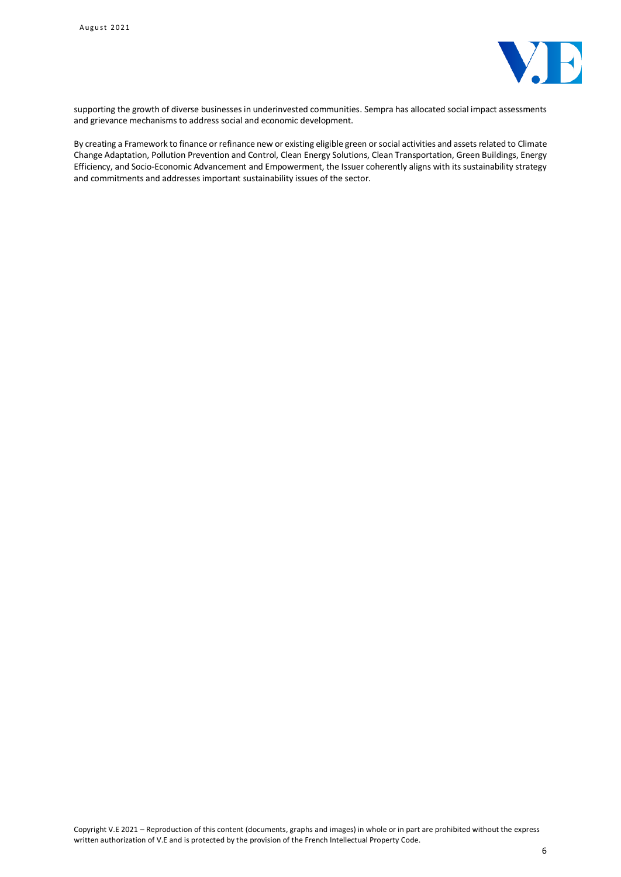supporting the growth of diverse businesses in underinvested communities. Sempra has allocated social impact assessments and grievance mechanisms to address social and economic development.

By creating a Framework to finance or refinance new or existing eligible green or social activities and assets related to Climate Change Adaptation, Pollution Prevention and Control, Clean Energy Solutions, Clean Transportation, Green Buildings, Energy Efficiency, and Socio-Economic Advancement and Empowerment, the Issuer coherently aligns with its sustainability strategy and commitments and addresses important sustainability issues of the sector.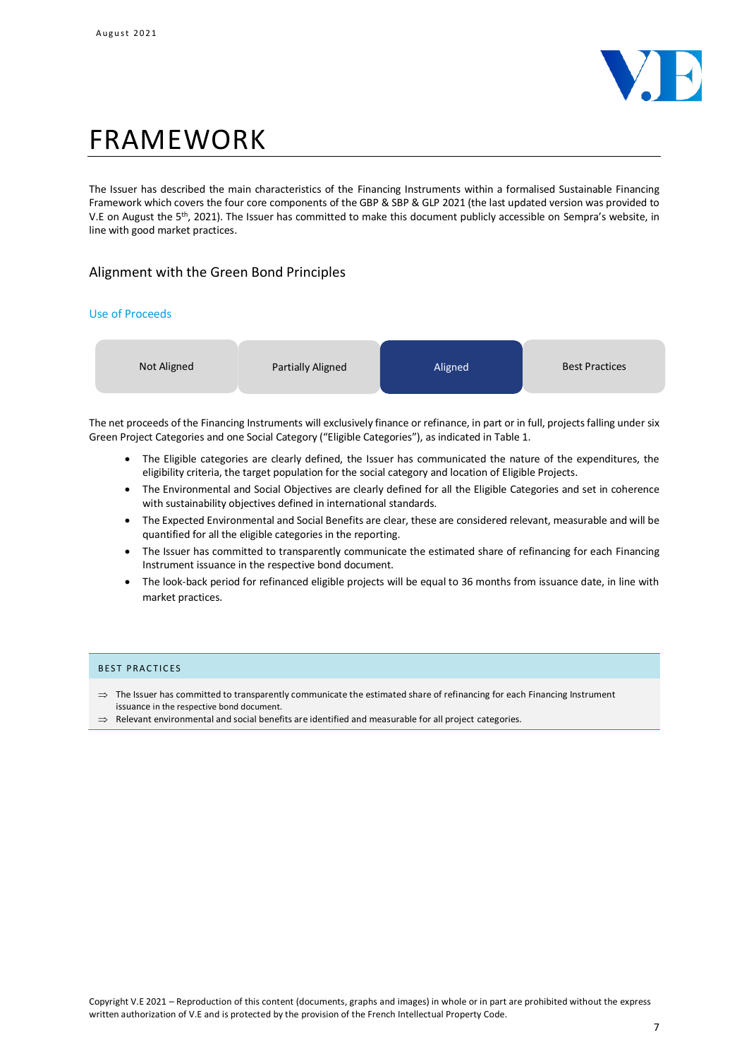# FRAMEWORK

The Issuer has described the main characteristics of the Financing Instruments within a formalised Sustainable Financing Framework which covers the four core components of the GBP & SBP & GLP 2021 (the last updated version was provided to V.E on August the 5th, 2021). The Issuer has committed to make this document publicly accessible on Sempra's website, in line with good market practices.

## Alignment with the Green Bond Principles

### Use of Proceeds

| Not Aligned | Partially Aligned | **Aligned** | Best Practices |
|---|---|---|---|

The net proceeds of the Financing Instruments will exclusively finance or refinance, in part or in full, projects falling under six Green Project Categories and one Social Category ("Eligible Categories"), as indicated in Table 1.

- The Eligible categories are clearly defined, the Issuer has communicated the nature of the expenditures, the eligibility criteria, the target population for the social category and location of Eligible Projects.
- The Environmental and Social Objectives are clearly defined for all the Eligible Categories and set in coherence with sustainability objectives defined in international standards.
- The Expected Environmental and Social Benefits are clear, these are considered relevant, measurable and will be quantified for all the eligible categories in the reporting.
- The Issuer has committed to transparently communicate the estimated share of refinancing for each Financing Instrument issuance in the respective bond document.
- The look-back period for refinanced eligible projects will be equal to 36 months from issuance date, in line with market practices.

**BEST PRACTICES**

⇒ The Issuer has committed to transparently communicate the estimated share of refinancing for each Financing Instrument issuance in the respective bond document.

⇒ Relevant environmental and social benefits are identified and measurable for all project categories.

Copyright V.E 2021 – Reproduction of this content (documents, graphs and images) in whole or in part are prohibited without the express written authorization of V.E and is protected by the provision of the French Intellectual Property Code.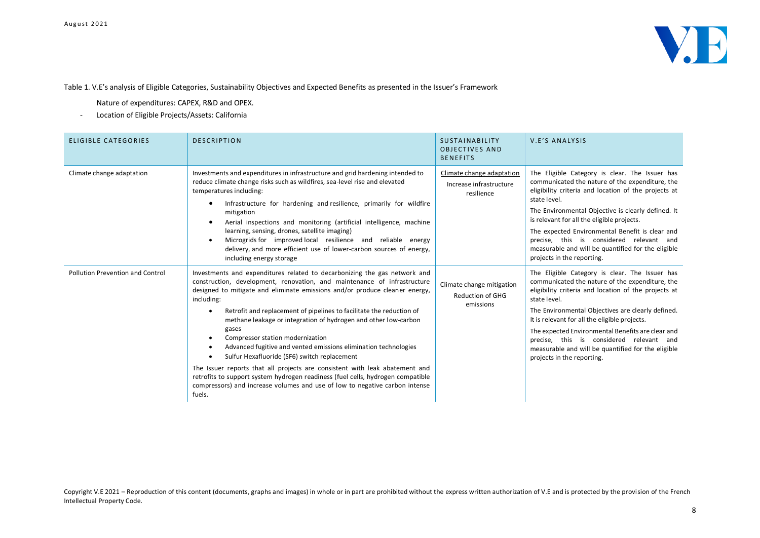Table 1. V.E's analysis of Eligible Categories, Sustainability Objectives and Expected Benefits as presented in the Issuer's Framework

- Nature of expenditures: CAPEX, R&D and OPEX.
- Location of Eligible Projects/Assets: California

| ELIGIBLE CATEGORIES | DESCRIPTION | SUSTAINABILITY OBJECTIVES AND BENEFITS | V.E'S ANALYSIS |
|---|---|---|---|
| Climate change adaptation | Investments and expenditures in infrastructure and grid hardening intended to reduce climate change risks such as wildfires, sea-level rise and elevated temperatures including:<br>• Infrastructure for hardening and resilience, primarily for wildfire mitigation<br>• Aerial inspections and monitoring (artificial intelligence, machine learning, sensing, drones, satellite imaging)<br>• Microgrids for improved local resilience and reliable energy delivery, and more efficient use of lower-carbon sources of energy, including energy storage | Climate change adaptation<br>Increase infrastructure resilience | The Eligible Category is clear. The Issuer has communicated the nature of the expenditure, the eligibility criteria and location of the projects at state level.<br>The Environmental Objective is clearly defined. It is relevant for all the eligible projects.<br>The expected Environmental Benefit is clear and precise, this is considered relevant and measurable and will be quantified for the eligible projects in the reporting. |
| Pollution Prevention and Control | Investments and expenditures related to decarbonizing the gas network and construction, development, renovation, and maintenance of infrastructure designed to mitigate and eliminate emissions and/or produce cleaner energy, including:<br>• Retrofit and replacement of pipelines to facilitate the reduction of methane leakage or integration of hydrogen and other low-carbon gases<br>• Compressor station modernization<br>• Advanced fugitive and vented emissions elimination technologies<br>• Sulfur Hexafluoride (SF6) switch replacement<br>The Issuer reports that all projects are consistent with leak abatement and retrofits to support system hydrogen readiness (fuel cells, hydrogen compatible compressors) and increase volumes and use of low to negative carbon intense fuels. | Climate change mitigation<br>Reduction of GHG emissions | The Eligible Category is clear. The Issuer has communicated the nature of the expenditure, the eligibility criteria and location of the projects at state level.<br>The Environmental Objectives are clearly defined. It is relevant for all the eligible projects.<br>The expected Environmental Benefits are clear and precise, this is considered relevant and measurable and will be quantified for the eligible projects in the reporting. |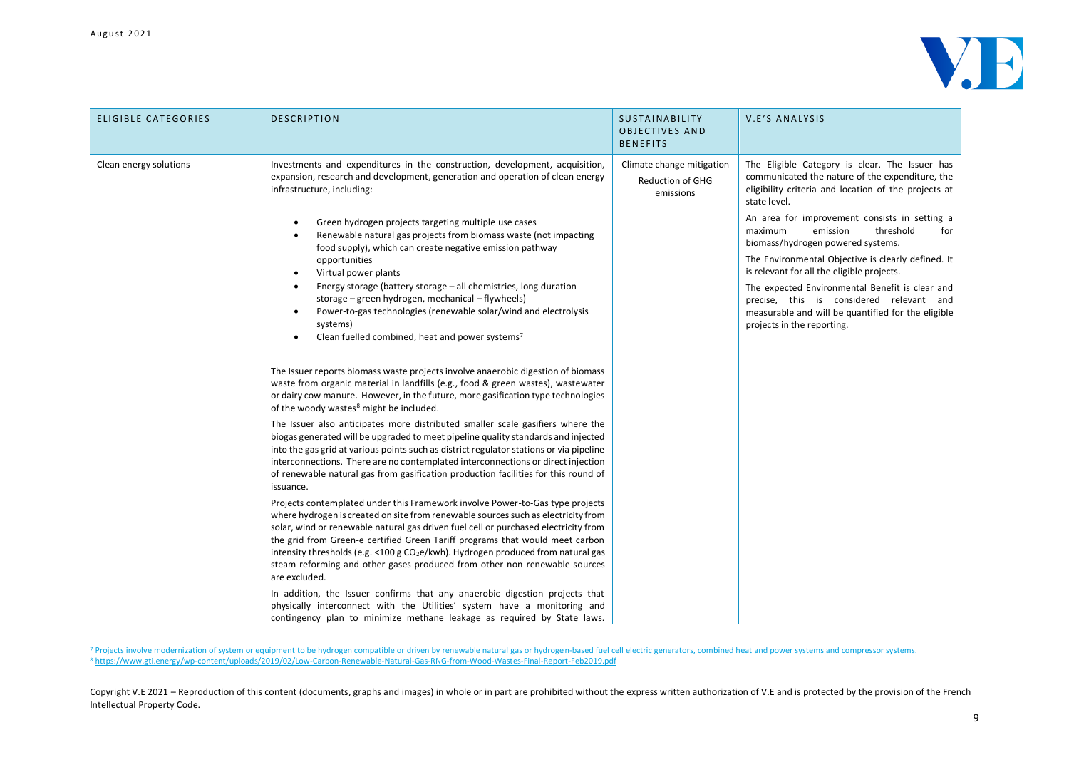| ELIGIBLE CATEGORIES | DESCRIPTION | SUSTAINABILITY OBJECTIVES AND BENEFITS | V.E'S ANALYSIS |
|---|---|---|---|
| Clean energy solutions | Investments and expenditures in the construction, development, acquisition, expansion, research and development, generation and operation of clean energy infrastructure, including:<br><br>• Green hydrogen projects targeting multiple use cases<br>• Renewable natural gas projects from biomass waste (not impacting food supply), which can create negative emission pathway opportunities<br>• Virtual power plants<br>• Energy storage (battery storage – all chemistries, long duration storage – green hydrogen, mechanical – flywheels)<br>• Power-to-gas technologies (renewable solar/wind and electrolysis systems)<br>• Clean fuelled combined, heat and power systems[7]<br><br>The Issuer reports biomass waste projects involve anaerobic digestion of biomass waste from organic material in landfills (e.g., food & green wastes), wastewater or dairy cow manure. However, in the future, more gasification type technologies of the woody wastes[8] might be included.<br><br>The Issuer also anticipates more distributed smaller scale gasifiers where the biogas generated will be upgraded to meet pipeline quality standards and injected into the gas grid at various points such as district regulator stations or via pipeline interconnections. There are no contemplated interconnections or direct injection of renewable natural gas from gasification production facilities for this round of issuance.<br><br>Projects contemplated under this Framework involve Power-to-Gas type projects where hydrogen is created on site from renewable sources such as electricity from solar, wind or renewable natural gas driven fuel cell or purchased electricity from the grid from Green-e certified Green Tariff programs that would meet carbon intensity thresholds (e.g. <100 g $CO_2$e/kwh). Hydrogen produced from natural gas steam-reforming and other gases produced from other non-renewable sources are excluded.<br><br>In addition, the Issuer confirms that any anaerobic digestion projects that physically interconnect with the Utilities' system have a monitoring and contingency plan to minimize methane leakage as required by State laws. | Climate change mitigation<br><br>Reduction of GHG emissions | The Eligible Category is clear. The Issuer has communicated the nature of the expenditure, the eligibility criteria and location of the projects at state level.<br><br>An area for improvement consists in setting a maximum emission threshold for biomass/hydrogen powered systems.<br><br>The Environmental Objective is clearly defined. It is relevant for all the eligible projects.<br><br>The expected Environmental Benefit is clear and precise, this is considered relevant and measurable and will be quantified for the eligible projects in the reporting. |

[7] Projects involve modernization of system or equipment to be hydrogen compatible or driven by renewable natural gas or hydrogen-based fuel cell electric generators, combined heat and power systems and compressor systems.

[8] https://www.gti.energy/wp-content/uploads/2019/02/Low-Carbon-Renewable-Natural-Gas-RNG-from-Wood-Wastes-Final-Report-Feb2019.pdf

Copyright V.E 2021 – Reproduction of this content (documents, graphs and images) in whole or in part are prohibited without the express written authorization of V.E and is protected by the provision of the French Intellectual Property Code.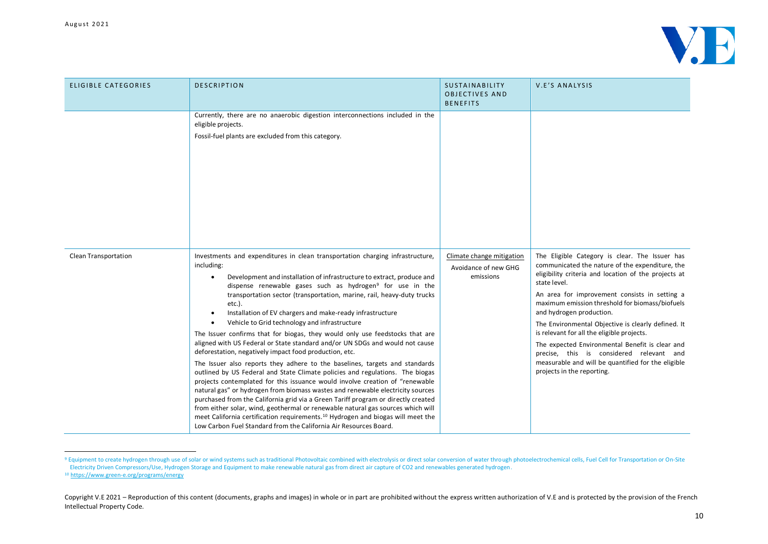| ELIGIBLE CATEGORIES | DESCRIPTION | SUSTAINABILITY OBJECTIVES AND BENEFITS | V.E'S ANALYSIS |
|---|---|---|---|
| | Currently, there are no anaerobic digestion interconnections included in the eligible projects.<br><br>Fossil-fuel plants are excluded from this category. | | |
| Clean Transportation | Investments and expenditures in clean transportation charging infrastructure, including:<br><br>• Development and installation of infrastructure to extract, produce and dispense renewable gases such as hydrogen[9] for use in the transportation sector (transportation, marine, rail, heavy-duty trucks etc.).<br>• Installation of EV chargers and make-ready infrastructure<br>• Vehicle to Grid technology and infrastructure<br><br>The Issuer confirms that for biogas, they would only use feedstocks that are aligned with US Federal or State standard and/or UN SDGs and would not cause deforestation, negatively impact food production, etc.<br><br>The Issuer also reports they adhere to the baselines, targets and standards outlined by US Federal and State Climate policies and regulations. The biogas projects contemplated for this issuance would involve creation of "renewable natural gas" or hydrogen from biomass wastes and renewable electricity sources purchased from the California grid via a Green Tariff program or directly created from either solar, wind, geothermal or renewable natural gas sources which will meet California certification requirements.[10] Hydrogen and biogas will meet the Low Carbon Fuel Standard from the California Air Resources Board. | Climate change mitigation<br><br>Avoidance of new GHG emissions | The Eligible Category is clear. The Issuer has communicated the nature of the expenditure, the eligibility criteria and location of the projects at state level.<br><br>An area for improvement consists in setting a maximum emission threshold for biomass/biofuels and hydrogen production.<br><br>The Environmental Objective is clearly defined. It is relevant for all the eligible projects.<br><br>The expected Environmental Benefit is clear and precise, this is considered relevant and measurable and will be quantified for the eligible projects in the reporting. |

[9] Equipment to create hydrogen through use of solar or wind systems such as traditional Photovoltaic combined with electrolysis or direct solar conversion of water through photoelectrochemical cells, Fuel Cell for Transportation or On-Site Electricity Driven Compressors/Use, Hydrogen Storage and Equipment to make renewable natural gas from direct air capture of CO2 and renewables generated hydrogen.

[10] https://www.green-e.org/programs/energy

Copyright V.E 2021 – Reproduction of this content (documents, graphs and images) in whole or in part are prohibited without the express written authorization of V.E and is protected by the provision of the French Intellectual Property Code.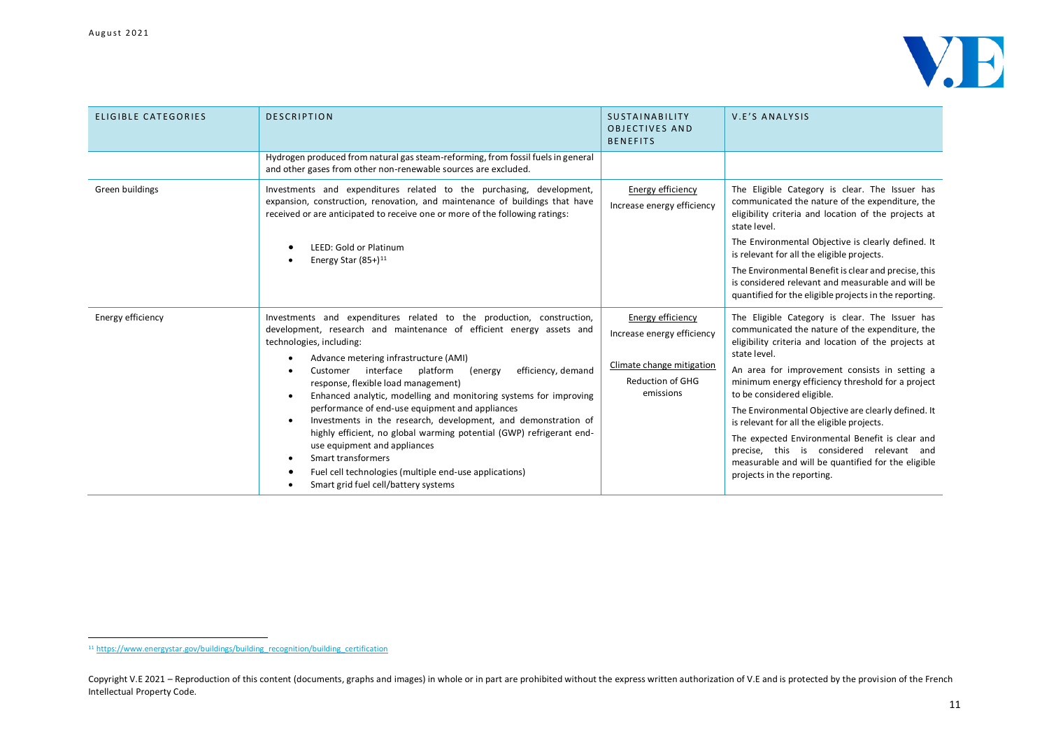| ELIGIBLE CATEGORIES | DESCRIPTION | SUSTAINABILITY OBJECTIVES AND BENEFITS | V.E'S ANALYSIS |
|---|---|---|---|
| | Hydrogen produced from natural gas steam-reforming, from fossil fuels in general and other gases from other non-renewable sources are excluded. | | |
| Green buildings | Investments and expenditures related to the purchasing, development, expansion, construction, renovation, and maintenance of buildings that have received or are anticipated to receive one or more of the following ratings:<br><br>• LEED: Gold or Platinum<br>• Energy Star (85+)[11] | Energy efficiency<br>Increase energy efficiency | The Eligible Category is clear. The Issuer has communicated the nature of the expenditure, the eligibility criteria and location of the projects at state level.<br><br>The Environmental Objective is clearly defined. It is relevant for all the eligible projects.<br><br>The Environmental Benefit is clear and precise, this is considered relevant and measurable and will be quantified for the eligible projects in the reporting. |
| Energy efficiency | Investments and expenditures related to the production, construction, development, research and maintenance of efficient energy assets and technologies, including:<br><br>• Advance metering infrastructure (AMI)<br>• Customer interface platform (energy efficiency, demand response, flexible load management)<br>• Enhanced analytic, modelling and monitoring systems for improving performance of end-use equipment and appliances<br>• Investments in the research, development, and demonstration of highly efficient, no global warming potential (GWP) refrigerant end-use equipment and appliances<br>• Smart transformers<br>• Fuel cell technologies (multiple end-use applications)<br>• Smart grid fuel cell/battery systems | Energy efficiency<br>Increase energy efficiency<br><br>Climate change mitigation<br>Reduction of GHG emissions | The Eligible Category is clear. The Issuer has communicated the nature of the expenditure, the eligibility criteria and location of the projects at state level.<br><br>An area for improvement consists in setting a minimum energy efficiency threshold for a project to be considered eligible.<br><br>The Environmental Objective are clearly defined. It is relevant for all the eligible projects.<br><br>The expected Environmental Benefit is clear and precise, this is considered relevant and measurable and will be quantified for the eligible projects in the reporting. |

[11] https://www.energystar.gov/buildings/building_recognition/building_certification

Copyright V.E 2021 – Reproduction of this content (documents, graphs and images) in whole or in part are prohibited without the express written authorization of V.E and is protected by the provision of the French Intellectual Property Code.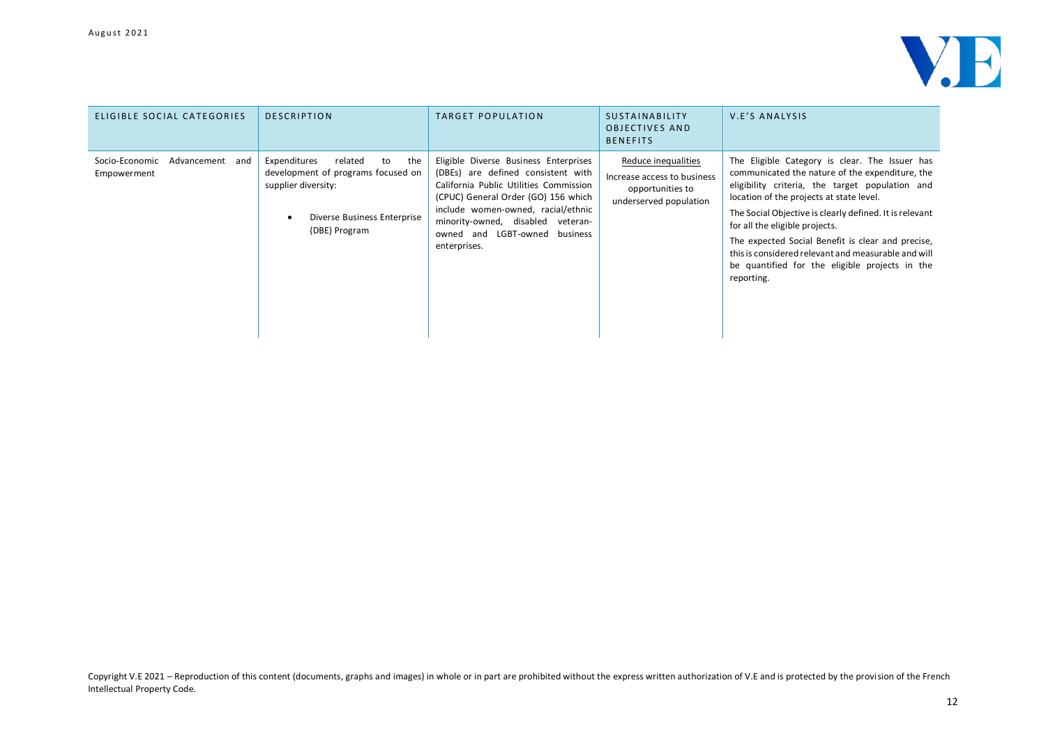| ELIGIBLE SOCIAL CATEGORIES | DESCRIPTION | TARGET POPULATION | SUSTAINABILITY OBJECTIVES AND BENEFITS | V.E'S ANALYSIS |
|---|---|---|---|---|
| Socio-Economic Advancement and Empowerment | Expenditures related to the development of programs focused on supplier diversity:<br>• Diverse Business Enterprise (DBE) Program | Eligible Diverse Business Enterprises (DBEs) are defined consistent with California Public Utilities Commission (CPUC) General Order (GO) 156 which include women-owned, racial/ethnic minority-owned, disabled veteran-owned and LGBT-owned business enterprises. | Reduce inequalities<br>Increase access to business opportunities to underserved population | The Eligible Category is clear. The Issuer has communicated the nature of the expenditure, the eligibility criteria, the target population and location of the projects at state level.<br>The Social Objective is clearly defined. It is relevant for all the eligible projects.<br>The expected Social Benefit is clear and precise, this is considered relevant and measurable and will be quantified for the eligible projects in the reporting. |

Copyright V.E 2021 – Reproduction of this content (documents, graphs and images) in whole or in part are prohibited without the express written authorization of V.E and is protected by the provision of the French Intellectual Property Code.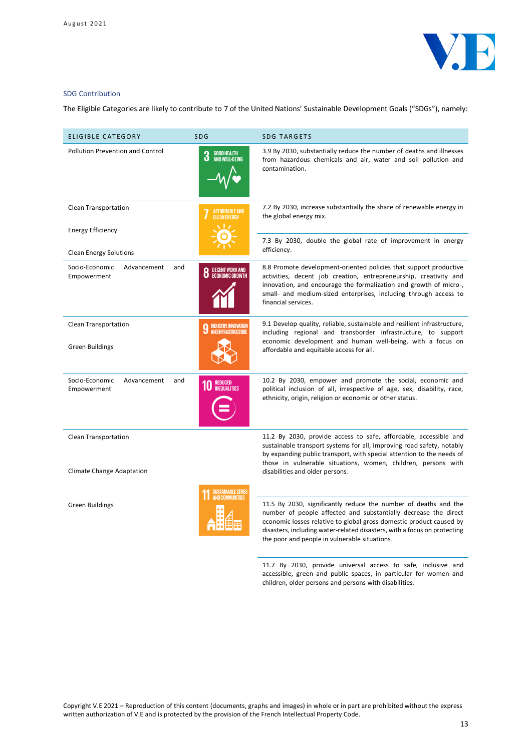### SDG Contribution

The Eligible Categories are likely to contribute to 7 of the United Nations' Sustainable Development Goals ("SDGs"), namely:

| ELIGIBLE CATEGORY | SDG | SDG TARGETS |
|---|---|---|
| Pollution Prevention and Control | 3 GOOD HEALTH AND WELL-BEING | 3.9 By 2030, substantially reduce the number of deaths and illnesses from hazardous chemicals and air, water and soil pollution and contamination. |
| Clean Transportation<br>Energy Efficiency<br>Clean Energy Solutions | 7 AFFORDABLE AND CLEAN ENERGY | 7.2 By 2030, increase substantially the share of renewable energy in the global energy mix.<br>7.3 By 2030, double the global rate of improvement in energy efficiency. |
| Socio-Economic Advancement and Empowerment | 8 DECENT WORK AND ECONOMIC GROWTH | 8.8 Promote development-oriented policies that support productive activities, decent job creation, entrepreneurship, creativity and innovation, and encourage the formalization and growth of micro-, small- and medium-sized enterprises, including through access to financial services. |
| Clean Transportation<br>Green Buildings | 9 INDUSTRY, INNOVATION AND INFRASTRUCTURE | 9.1 Develop quality, reliable, sustainable and resilient infrastructure, including regional and transborder infrastructure, to support economic development and human well-being, with a focus on affordable and equitable access for all. |
| Socio-Economic Advancement and Empowerment | 10 REDUCED INEQUALITIES | 10.2 By 2030, empower and promote the social, economic and political inclusion of all, irrespective of age, sex, disability, race, ethnicity, origin, religion or economic or other status. |
| Clean Transportation<br>Climate Change Adaptation<br>Green Buildings | 11 SUSTAINABLE CITIES AND COMMUNITIES | 11.2 By 2030, provide access to safe, affordable, accessible and sustainable transport systems for all, improving road safety, notably by expanding public transport, with special attention to the needs of those in vulnerable situations, women, children, persons with disabilities and older persons.<br>11.5 By 2030, significantly reduce the number of deaths and the number of people affected and substantially decrease the direct economic losses relative to global gross domestic product caused by disasters, including water-related disasters, with a focus on protecting the poor and people in vulnerable situations.<br>11.7 By 2030, provide universal access to safe, inclusive and accessible, green and public spaces, in particular for women and children, older persons and persons with disabilities. |

Copyright V.E 2021 – Reproduction of this content (documents, graphs and images) in whole or in part are prohibited without the express written authorization of V.E and is protected by the provision of the French Intellectual Property Code.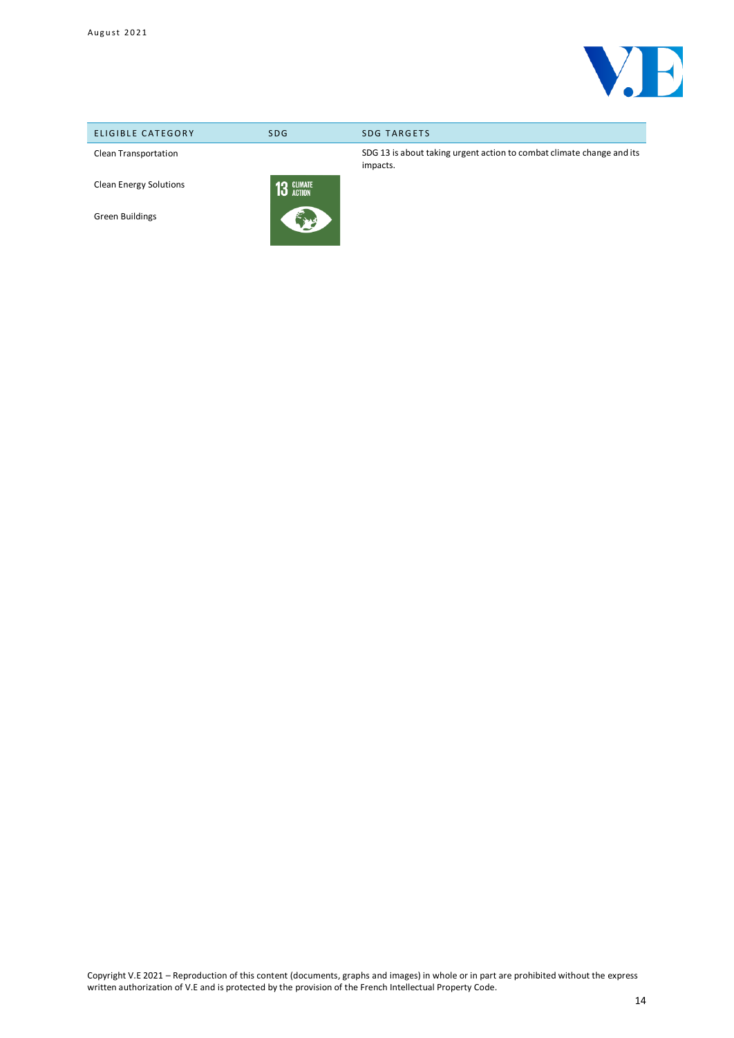| ELIGIBLE CATEGORY | SDG | SDG TARGETS |
| --- | --- | --- |
| Clean Transportation<br><br>Clean Energy Solutions<br><br>Green Buildings | 13 CLIMATE ACTION | SDG 13 is about taking urgent action to combat climate change and its impacts. |

Copyright V.E 2021 – Reproduction of this content (documents, graphs and images) in whole or in part are prohibited without the express written authorization of V.E and is protected by the provision of the French Intellectual Property Code.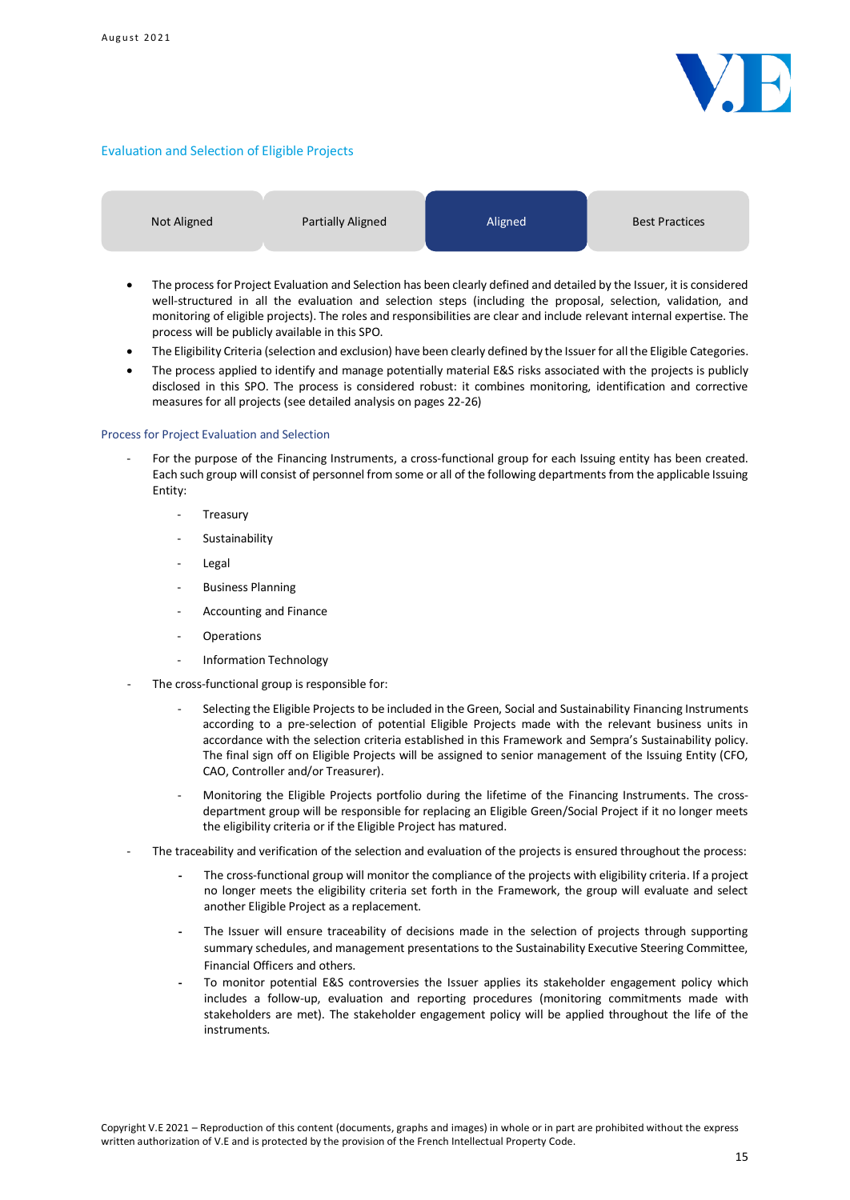## Evaluation and Selection of Eligible Projects

| Not Aligned | Partially Aligned | **Aligned** | Best Practices |
|---|---|---|---|

- The process for Project Evaluation and Selection has been clearly defined and detailed by the Issuer, it is considered well-structured in all the evaluation and selection steps (including the proposal, selection, validation, and monitoring of eligible projects). The roles and responsibilities are clear and include relevant internal expertise. The process will be publicly available in this SPO.
- The Eligibility Criteria (selection and exclusion) have been clearly defined by the Issuer for all the Eligible Categories.
- The process applied to identify and manage potentially material E&S risks associated with the projects is publicly disclosed in this SPO. The process is considered robust: it combines monitoring, identification and corrective measures for all projects (see detailed analysis on pages 22-26)

### Process for Project Evaluation and Selection

- For the purpose of the Financing Instruments, a cross-functional group for each Issuing entity has been created. Each such group will consist of personnel from some or all of the following departments from the applicable Issuing Entity:
  - Treasury
  - Sustainability
  - Legal
  - Business Planning
  - Accounting and Finance
  - Operations
  - Information Technology
- The cross-functional group is responsible for:
  - Selecting the Eligible Projects to be included in the Green, Social and Sustainability Financing Instruments according to a pre-selection of potential Eligible Projects made with the relevant business units in accordance with the selection criteria established in this Framework and Sempra's Sustainability policy. The final sign off on Eligible Projects will be assigned to senior management of the Issuing Entity (CFO, CAO, Controller and/or Treasurer).
  - Monitoring the Eligible Projects portfolio during the lifetime of the Financing Instruments. The cross-department group will be responsible for replacing an Eligible Green/Social Project if it no longer meets the eligibility criteria or if the Eligible Project has matured.
- The traceability and verification of the selection and evaluation of the projects is ensured throughout the process:
  - The cross-functional group will monitor the compliance of the projects with eligibility criteria. If a project no longer meets the eligibility criteria set forth in the Framework, the group will evaluate and select another Eligible Project as a replacement.
  - The Issuer will ensure traceability of decisions made in the selection of projects through supporting summary schedules, and management presentations to the Sustainability Executive Steering Committee, Financial Officers and others.
  - To monitor potential E&S controversies the Issuer applies its stakeholder engagement policy which includes a follow-up, evaluation and reporting procedures (monitoring commitments made with stakeholders are met). The stakeholder engagement policy will be applied throughout the life of the instruments.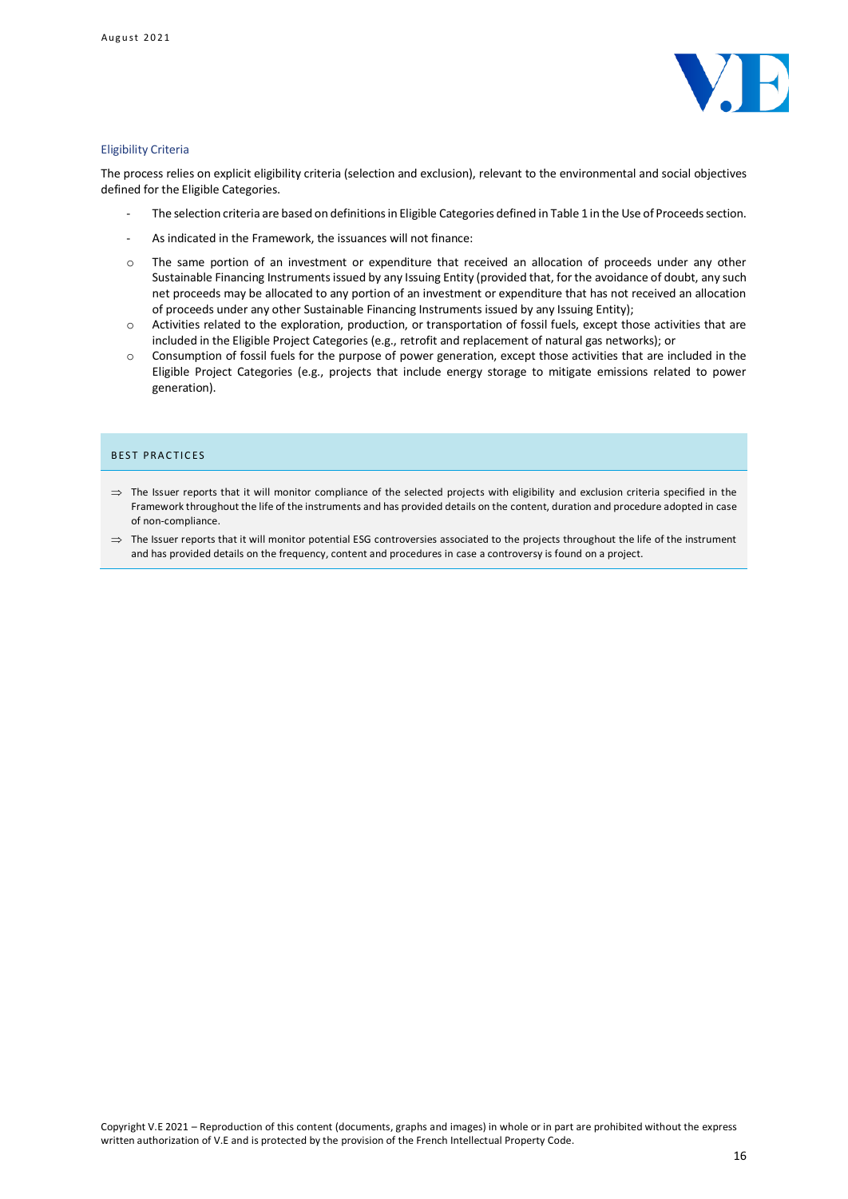### Eligibility Criteria

The process relies on explicit eligibility criteria (selection and exclusion), relevant to the environmental and social objectives defined for the Eligible Categories.

- The selection criteria are based on definitions in Eligible Categories defined in Table 1 in the Use of Proceeds section.
- As indicated in the Framework, the issuances will not finance:
  - The same portion of an investment or expenditure that received an allocation of proceeds under any other Sustainable Financing Instruments issued by any Issuing Entity (provided that, for the avoidance of doubt, any such net proceeds may be allocated to any portion of an investment or expenditure that has not received an allocation of proceeds under any other Sustainable Financing Instruments issued by any Issuing Entity);
  - Activities related to the exploration, production, or transportation of fossil fuels, except those activities that are included in the Eligible Project Categories (e.g., retrofit and replacement of natural gas networks); or
  - Consumption of fossil fuels for the purpose of power generation, except those activities that are included in the Eligible Project Categories (e.g., projects that include energy storage to mitigate emissions related to power generation).

#### BEST PRACTICES

⇒ The Issuer reports that it will monitor compliance of the selected projects with eligibility and exclusion criteria specified in the Framework throughout the life of the instruments and has provided details on the content, duration and procedure adopted in case of non-compliance.

⇒ The Issuer reports that it will monitor potential ESG controversies associated to the projects throughout the life of the instrument and has provided details on the frequency, content and procedures in case a controversy is found on a project.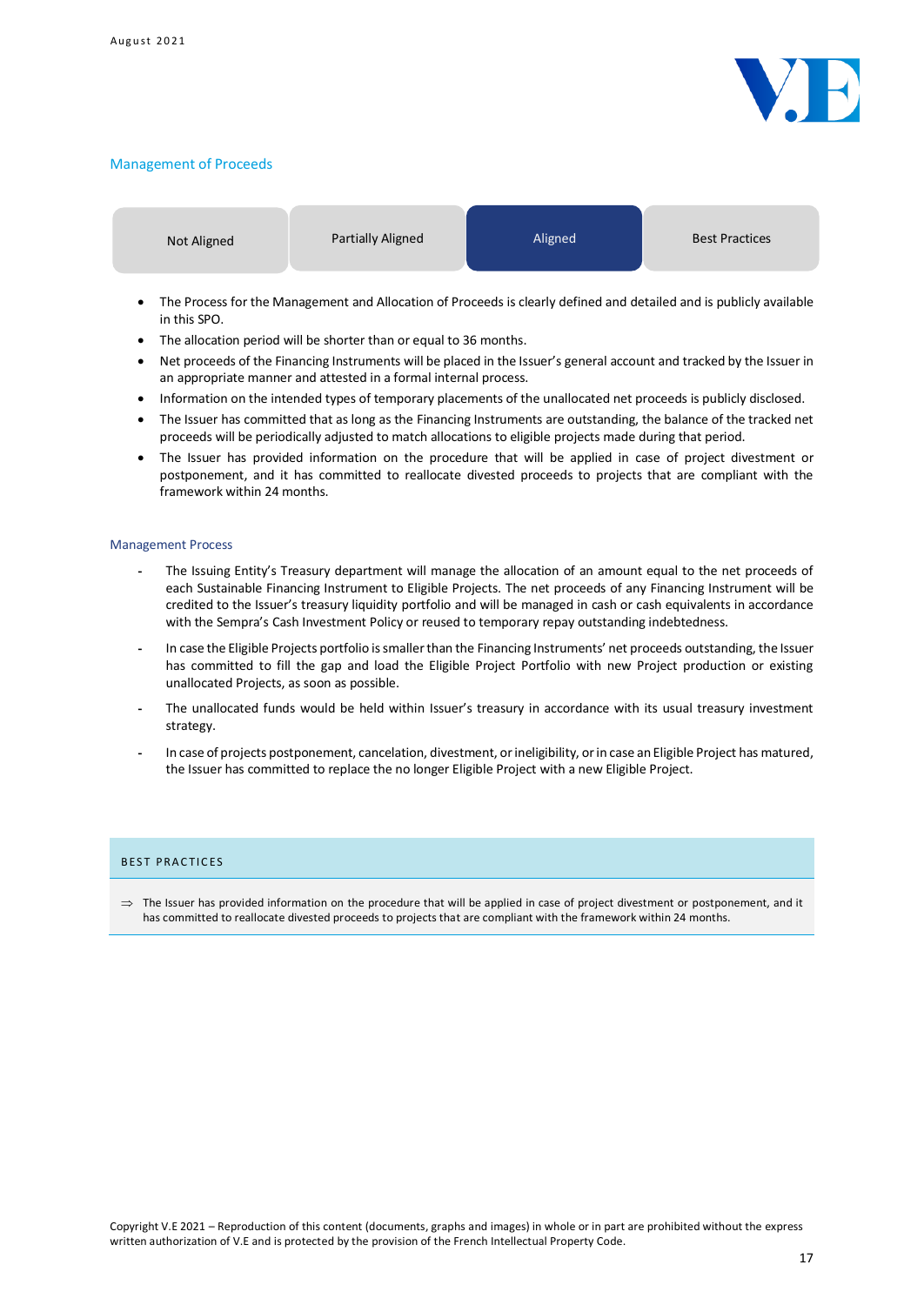## Management of Proceeds

| Not Aligned | Partially Aligned | **Aligned** | Best Practices |
|---|---|---|---|

- The Process for the Management and Allocation of Proceeds is clearly defined and detailed and is publicly available in this SPO.
- The allocation period will be shorter than or equal to 36 months.
- Net proceeds of the Financing Instruments will be placed in the Issuer's general account and tracked by the Issuer in an appropriate manner and attested in a formal internal process.
- Information on the intended types of temporary placements of the unallocated net proceeds is publicly disclosed.
- The Issuer has committed that as long as the Financing Instruments are outstanding, the balance of the tracked net proceeds will be periodically adjusted to match allocations to eligible projects made during that period.
- The Issuer has provided information on the procedure that will be applied in case of project divestment or postponement, and it has committed to reallocate divested proceeds to projects that are compliant with the framework within 24 months.

### Management Process

- The Issuing Entity's Treasury department will manage the allocation of an amount equal to the net proceeds of each Sustainable Financing Instrument to Eligible Projects. The net proceeds of any Financing Instrument will be credited to the Issuer's treasury liquidity portfolio and will be managed in cash or cash equivalents in accordance with the Sempra's Cash Investment Policy or reused to temporary repay outstanding indebtedness.
- In case the Eligible Projects portfolio is smaller than the Financing Instruments' net proceeds outstanding, the Issuer has committed to fill the gap and load the Eligible Project Portfolio with new Project production or existing unallocated Projects, as soon as possible.
- The unallocated funds would be held within Issuer's treasury in accordance with its usual treasury investment strategy.
- In case of projects postponement, cancelation, divestment, or ineligibility, or in case an Eligible Project has matured, the Issuer has committed to replace the no longer Eligible Project with a new Eligible Project.

### BEST PRACTICES

⇒ The Issuer has provided information on the procedure that will be applied in case of project divestment or postponement, and it has committed to reallocate divested proceeds to projects that are compliant with the framework within 24 months.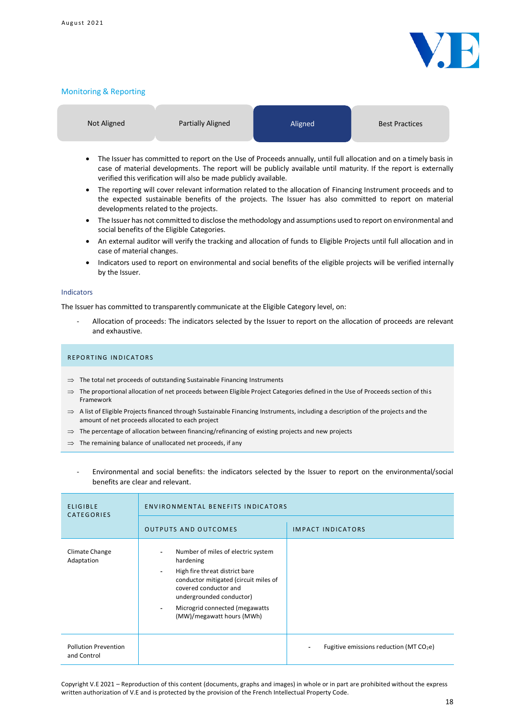## Monitoring & Reporting

| Not Aligned | Partially Aligned | **Aligned** | Best Practices |
|---|---|---|---|

- The Issuer has committed to report on the Use of Proceeds annually, until full allocation and on a timely basis in case of material developments. The report will be publicly available until maturity. If the report is externally verified this verification will also be made publicly available.
- The reporting will cover relevant information related to the allocation of Financing Instrument proceeds and to the expected sustainable benefits of the projects. The Issuer has also committed to report on material developments related to the projects.
- The Issuer has not committed to disclose the methodology and assumptions used to report on environmental and social benefits of the Eligible Categories.
- An external auditor will verify the tracking and allocation of funds to Eligible Projects until full allocation and in case of material changes.
- Indicators used to report on environmental and social benefits of the eligible projects will be verified internally by the Issuer.

### Indicators

The Issuer has committed to transparently communicate at the Eligible Category level, on:

- Allocation of proceeds: The indicators selected by the Issuer to report on the allocation of proceeds are relevant and exhaustive.

**REPORTING INDICATORS**

- ⇒ The total net proceeds of outstanding Sustainable Financing Instruments
- ⇒ The proportional allocation of net proceeds between Eligible Project Categories defined in the Use of Proceeds section of this Framework
- ⇒ A list of Eligible Projects financed through Sustainable Financing Instruments, including a description of the projects and the amount of net proceeds allocated to each project
- ⇒ The percentage of allocation between financing/refinancing of existing projects and new projects
- ⇒ The remaining balance of unallocated net proceeds, if any

- Environmental and social benefits: the indicators selected by the Issuer to report on the environmental/social benefits are clear and relevant.

| ELIGIBLE CATEGORIES | ENVIRONMENTAL BENEFITS INDICATORS | |
|---|---|---|
| | OUTPUTS AND OUTCOMES | IMPACT INDICATORS |
| Climate Change Adaptation | - Number of miles of electric system hardening<br>- High fire threat district bare conductor mitigated (circuit miles of covered conductor and undergrounded conductor)<br>- Microgrid connected (megawatts (MW)/megawatt hours (MWh) | |
| Pollution Prevention and Control | | - Fugitive emissions reduction (MT $CO_2e$) |

Copyright V.E 2021 – Reproduction of this content (documents, graphs and images) in whole or in part are prohibited without the express written authorization of V.E and is protected by the provision of the French Intellectual Property Code.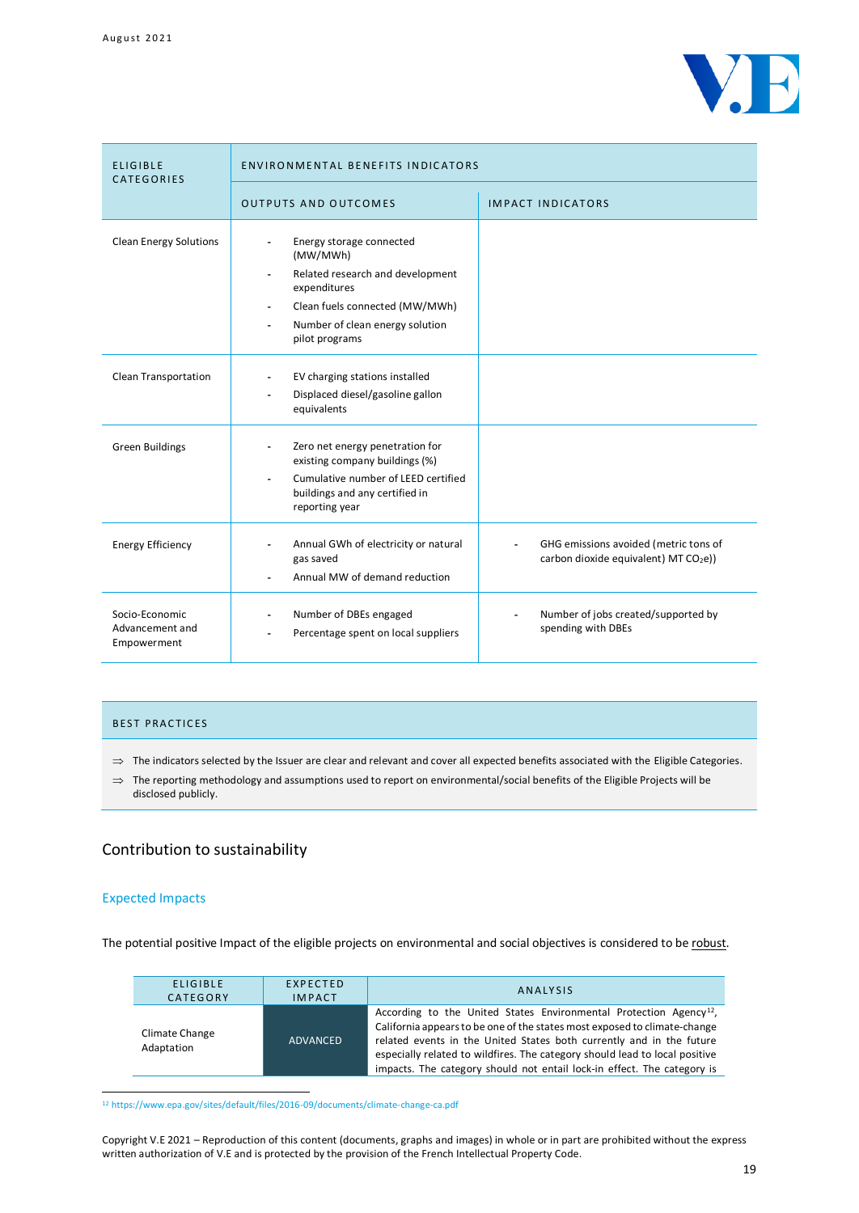| ELIGIBLE CATEGORIES | ENVIRONMENTAL BENEFITS INDICATORS | |
|---|---|---|
| | OUTPUTS AND OUTCOMES | IMPACT INDICATORS |
| Clean Energy Solutions | - Energy storage connected (MW/MWh)<br>- Related research and development expenditures<br>- Clean fuels connected (MW/MWh)<br>- Number of clean energy solution pilot programs | |
| Clean Transportation | - EV charging stations installed<br>- Displaced diesel/gasoline gallon equivalents | |
| Green Buildings | - Zero net energy penetration for existing company buildings (%)<br>- Cumulative number of LEED certified buildings and any certified in reporting year | |
| Energy Efficiency | - Annual GWh of electricity or natural gas saved<br>- Annual MW of demand reduction | - GHG emissions avoided (metric tons of carbon dioxide equivalent) MT $CO_2e$)) |
| Socio-Economic Advancement and Empowerment | - Number of DBEs engaged<br>- Percentage spent on local suppliers | - Number of jobs created/supported by spending with DBEs |

**BEST PRACTICES**

⇒ The indicators selected by the Issuer are clear and relevant and cover all expected benefits associated with the Eligible Categories.

⇒ The reporting methodology and assumptions used to report on environmental/social benefits of the Eligible Projects will be disclosed publicly.

## Contribution to sustainability

### Expected Impacts

The potential positive Impact of the eligible projects on environmental and social objectives is considered to be robust.

| ELIGIBLE CATEGORY | EXPECTED IMPACT | ANALYSIS |
|---|---|---|
| Climate Change Adaptation | ADVANCED | According to the United States Environmental Protection Agency[12], California appears to be one of the states most exposed to climate-change related events in the United States both currently and in the future especially related to wildfires. The category should lead to local positive impacts. The category should not entail lock-in effect. The category is |

[12] https://www.epa.gov/sites/default/files/2016-09/documents/climate-change-ca.pdf

Copyright V.E 2021 – Reproduction of this content (documents, graphs and images) in whole or in part are prohibited without the express written authorization of V.E and is protected by the provision of the French Intellectual Property Code.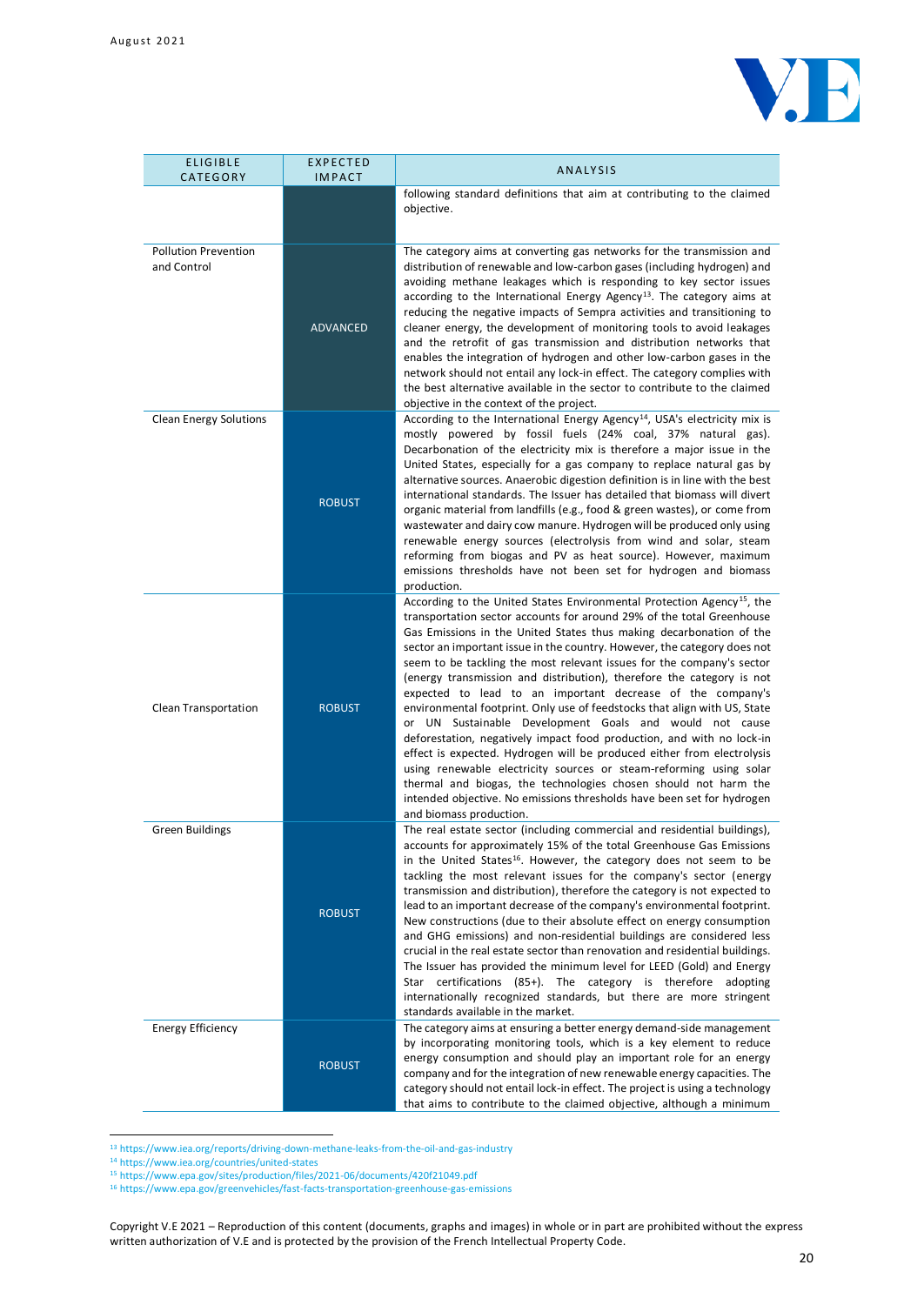| ELIGIBLE CATEGORY | EXPECTED IMPACT | ANALYSIS |
|---|---|---|
| | | following standard definitions that aim at contributing to the claimed objective. |
| Pollution Prevention and Control | ADVANCED | The category aims at converting gas networks for the transmission and distribution of renewable and low-carbon gases (including hydrogen) and avoiding methane leakages which is responding to key sector issues according to the International Energy Agency[13]. The category aims at reducing the negative impacts of Sempra activities and transitioning to cleaner energy, the development of monitoring tools to avoid leakages and the retrofit of gas transmission and distribution networks that enables the integration of hydrogen and other low-carbon gases in the network should not entail any lock-in effect. The category complies with the best alternative available in the sector to contribute to the claimed objective in the context of the project. |
| Clean Energy Solutions | ROBUST | According to the International Energy Agency[14], USA's electricity mix is mostly powered by fossil fuels (24% coal, 37% natural gas). Decarbonation of the electricity mix is therefore a major issue in the United States, especially for a gas company to replace natural gas by alternative sources. Anaerobic digestion definition is in line with the best international standards. The Issuer has detailed that biomass will divert organic material from landfills (e.g., food & green wastes), or come from wastewater and dairy cow manure. Hydrogen will be produced only using renewable energy sources (electrolysis from wind and solar, steam reforming from biogas and PV as heat source). However, maximum emissions thresholds have not been set for hydrogen and biomass production. |
| Clean Transportation | ROBUST | According to the United States Environmental Protection Agency[15], the transportation sector accounts for around 29% of the total Greenhouse Gas Emissions in the United States thus making decarbonation of the sector an important issue in the country. However, the category does not seem to be tackling the most relevant issues for the company's sector (energy transmission and distribution), therefore the category is not expected to lead to an important decrease of the company's environmental footprint. Only use of feedstocks that align with US, State or UN Sustainable Development Goals and would not cause deforestation, negatively impact food production, and with no lock-in effect is expected. Hydrogen will be produced either from electrolysis using renewable electricity sources or steam-reforming using solar thermal and biogas, the technologies chosen should not harm the intended objective. No emissions thresholds have been set for hydrogen and biomass production. |
| Green Buildings | ROBUST | The real estate sector (including commercial and residential buildings), accounts for approximately 15% of the total Greenhouse Gas Emissions in the United States[16]. However, the category does not seem to be tackling the most relevant issues for the company's sector (energy transmission and distribution), therefore the category is not expected to lead to an important decrease of the company's environmental footprint. New constructions (due to their absolute effect on energy consumption and GHG emissions) and non-residential buildings are considered less crucial in the real estate sector than renovation and residential buildings. The Issuer has provided the minimum level for LEED (Gold) and Energy Star certifications (85+). The category is therefore adopting internationally recognized standards, but there are more stringent standards available in the market. |
| Energy Efficiency | ROBUST | The category aims at ensuring a better energy demand-side management by incorporating monitoring tools, which is a key element to reduce energy consumption and should play an important role for an energy company and for the integration of new renewable energy capacities. The category should not entail lock-in effect. The project is using a technology that aims to contribute to the claimed objective, although a minimum |

[13] https://www.iea.org/reports/driving-down-methane-leaks-from-the-oil-and-gas-industry

[14] https://www.iea.org/countries/united-states

[15] https://www.epa.gov/sites/production/files/2021-06/documents/420f21049.pdf

[16] https://www.epa.gov/greenvehicles/fast-facts-transportation-greenhouse-gas-emissions

Copyright V.E 2021 – Reproduction of this content (documents, graphs and images) in whole or in part are prohibited without the express written authorization of V.E and is protected by the provision of the French Intellectual Property Code.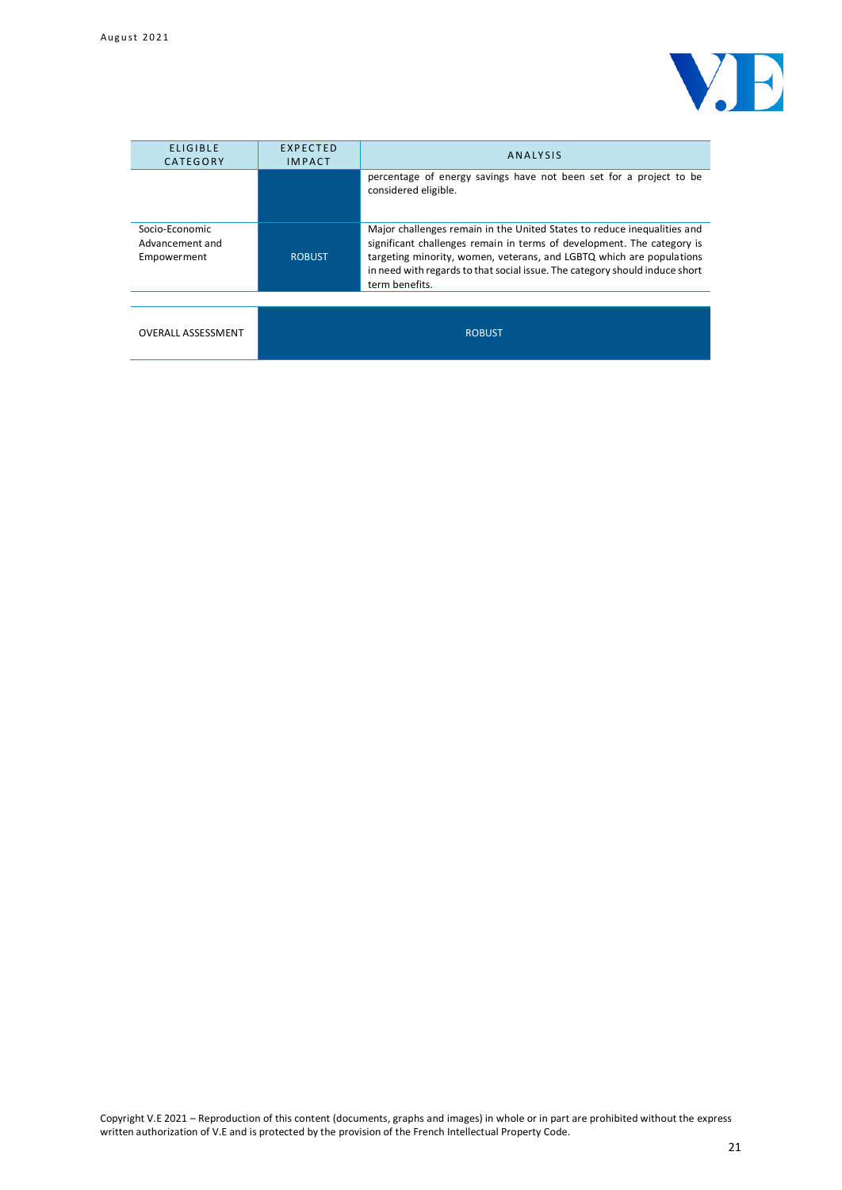| ELIGIBLE CATEGORY | EXPECTED IMPACT | ANALYSIS |
|---|---|---|
| | | percentage of energy savings have not been set for a project to be considered eligible. |
| Socio-Economic Advancement and Empowerment | ROBUST | Major challenges remain in the United States to reduce inequalities and significant challenges remain in terms of development. The category is targeting minority, women, veterans, and LGBTQ which are populations in need with regards to that social issue. The category should induce short term benefits. |
| OVERALL ASSESSMENT | ROBUST | |

Copyright V.E 2021 – Reproduction of this content (documents, graphs and images) in whole or in part are prohibited without the express written authorization of V.E and is protected by the provision of the French Intellectual Property Code.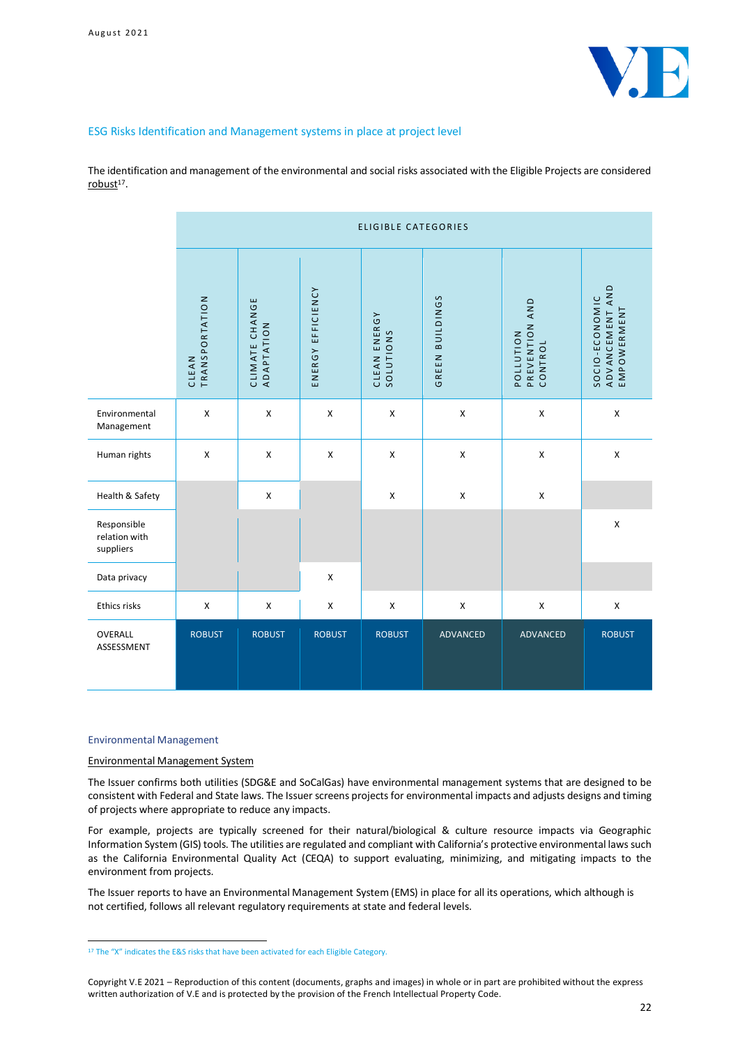## ESG Risks Identification and Management systems in place at project level

The identification and management of the environmental and social risks associated with the Eligible Projects are considered robust[17].

| | ELIGIBLE CATEGORIES | | | | | | |
|---|---|---|---|---|---|---|---|
| | CLEAN TRANSPORTATION | CLIMATE CHANGE ADAPTATION | ENERGY EFFICIENCY | CLEAN ENERGY SOLUTIONS | GREEN BUILDINGS | POLLUTION PREVENTION AND CONTROL | SOCIO-ECONOMIC ADVANCEMENT AND EMPOWERMENT |
| Environmental Management | X | X | X | X | X | X | X |
| Human rights | X | X | X | X | X | X | X |
| Health & Safety | | X | | X | X | X | |
| Responsible relation with suppliers | | | | | | | X |
| Data privacy | | | X | | | | |
| Ethics risks | X | X | X | X | X | X | X |
| OVERALL ASSESSMENT | ROBUST | ROBUST | ROBUST | ROBUST | ADVANCED | ADVANCED | ROBUST |

### Environmental Management

Environmental Management System

The Issuer confirms both utilities (SDG&E and SoCalGas) have environmental management systems that are designed to be consistent with Federal and State laws. The Issuer screens projects for environmental impacts and adjusts designs and timing of projects where appropriate to reduce any impacts.

For example, projects are typically screened for their natural/biological & culture resource impacts via Geographic Information System (GIS) tools. The utilities are regulated and compliant with California's protective environmental laws such as the California Environmental Quality Act (CEQA) to support evaluating, minimizing, and mitigating impacts to the environment from projects.

The Issuer reports to have an Environmental Management System (EMS) in place for all its operations, which although is not certified, follows all relevant regulatory requirements at state and federal levels.

[17] The "X" indicates the E&S risks that have been activated for each Eligible Category.

Copyright V.E 2021 – Reproduction of this content (documents, graphs and images) in whole or in part are prohibited without the express written authorization of V.E and is protected by the provision of the French Intellectual Property Code.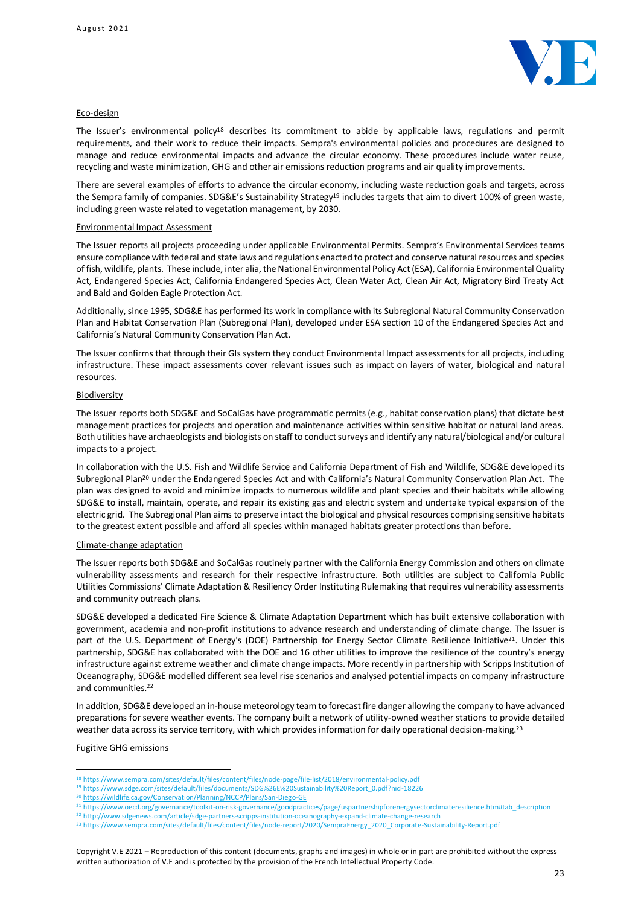Eco-design

The Issuer's environmental policy[18] describes its commitment to abide by applicable laws, regulations and permit requirements, and their work to reduce their impacts. Sempra's environmental policies and procedures are designed to manage and reduce environmental impacts and advance the circular economy. These procedures include water reuse, recycling and waste minimization, GHG and other air emissions reduction programs and air quality improvements.

There are several examples of efforts to advance the circular economy, including waste reduction goals and targets, across the Sempra family of companies. SDG&E's Sustainability Strategy[19] includes targets that aim to divert 100% of green waste, including green waste related to vegetation management, by 2030.

Environmental Impact Assessment

The Issuer reports all projects proceeding under applicable Environmental Permits. Sempra's Environmental Services teams ensure compliance with federal and state laws and regulations enacted to protect and conserve natural resources and species of fish, wildlife, plants. These include, inter alia, the National Environmental Policy Act (ESA), California Environmental Quality Act, Endangered Species Act, California Endangered Species Act, Clean Water Act, Clean Air Act, Migratory Bird Treaty Act and Bald and Golden Eagle Protection Act.

Additionally, since 1995, SDG&E has performed its work in compliance with its Subregional Natural Community Conservation Plan and Habitat Conservation Plan (Subregional Plan), developed under ESA section 10 of the Endangered Species Act and California's Natural Community Conservation Plan Act.

The Issuer confirms that through their GIs system they conduct Environmental Impact assessments for all projects, including infrastructure. These impact assessments cover relevant issues such as impact on layers of water, biological and natural resources.

Biodiversity

The Issuer reports both SDG&E and SoCalGas have programmatic permits (e.g., habitat conservation plans) that dictate best management practices for projects and operation and maintenance activities within sensitive habitat or natural land areas. Both utilities have archaeologists and biologists on staff to conduct surveys and identify any natural/biological and/or cultural impacts to a project.

In collaboration with the U.S. Fish and Wildlife Service and California Department of Fish and Wildlife, SDG&E developed its Subregional Plan[20] under the Endangered Species Act and with California's Natural Community Conservation Plan Act. The plan was designed to avoid and minimize impacts to numerous wildlife and plant species and their habitats while allowing SDG&E to install, maintain, operate, and repair its existing gas and electric system and undertake typical expansion of the electric grid. The Subregional Plan aims to preserve intact the biological and physical resources comprising sensitive habitats to the greatest extent possible and afford all species within managed habitats greater protections than before.

Climate-change adaptation

The Issuer reports both SDG&E and SoCalGas routinely partner with the California Energy Commission and others on climate vulnerability assessments and research for their respective infrastructure. Both utilities are subject to California Public Utilities Commissions' Climate Adaptation & Resiliency Order Instituting Rulemaking that requires vulnerability assessments and community outreach plans.

SDG&E developed a dedicated Fire Science & Climate Adaptation Department which has built extensive collaboration with government, academia and non-profit institutions to advance research and understanding of climate change. The Issuer is part of the U.S. Department of Energy's (DOE) Partnership for Energy Sector Climate Resilience Initiative[21]. Under this partnership, SDG&E has collaborated with the DOE and 16 other utilities to improve the resilience of the country's energy infrastructure against extreme weather and climate change impacts. More recently in partnership with Scripps Institution of Oceanography, SDG&E modelled different sea level rise scenarios and analysed potential impacts on company infrastructure and communities.[22]

In addition, SDG&E developed an in-house meteorology team to forecast fire danger allowing the company to have advanced preparations for severe weather events. The company built a network of utility-owned weather stations to provide detailed weather data across its service territory, with which provides information for daily operational decision-making.[23]

Fugitive GHG emissions

---

[18] https://www.sempra.com/sites/default/files/content/files/node-page/file-list/2018/environmental-policy.pdf

[19] https://www.sdge.com/sites/default/files/documents/SDG%26E%20Sustainability%20Report_0.pdf?nid-18226

[20] https://wildlife.ca.gov/Conservation/Planning/NCCP/Plans/San-Diego-GE

[21] https://www.oecd.org/governance/toolkit-on-risk-governance/goodpractices/page/uspartnershipforenergysectorclimateresilience.htm#tab_description

[22] http://www.sdgenews.com/article/sdge-partners-scripps-institution-oceanography-expand-climate-change-research

[23] https://www.sempra.com/sites/default/files/content/files/node-report/2020/SempraEnergy_2020_Corporate-Sustainability-Report.pdf

Copyright V.E 2021 – Reproduction of this content (documents, graphs and images) in whole or in part are prohibited without the express written authorization of V.E and is protected by the provision of the French Intellectual Property Code.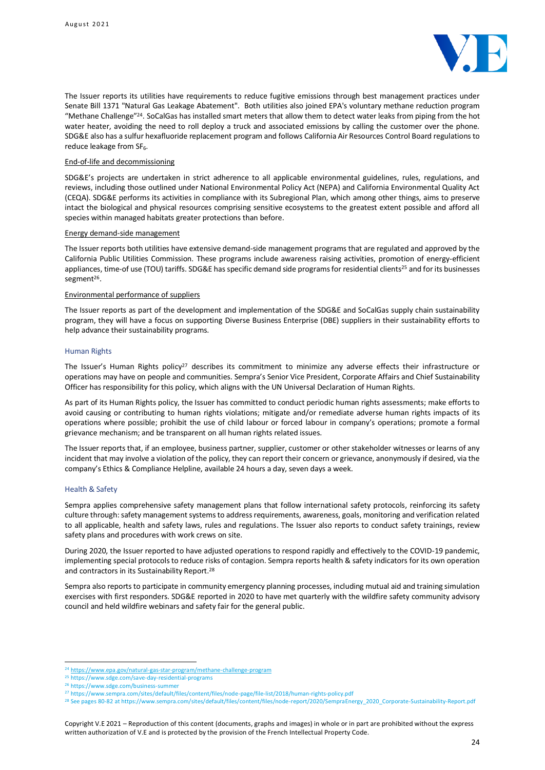The Issuer reports its utilities have requirements to reduce fugitive emissions through best management practices under Senate Bill 1371 "Natural Gas Leakage Abatement". Both utilities also joined EPA's voluntary methane reduction program "Methane Challenge"[24]. SoCalGas has installed smart meters that allow them to detect water leaks from piping from the hot water heater, avoiding the need to roll deploy a truck and associated emissions by calling the customer over the phone. SDG&E also has a sulfur hexafluoride replacement program and follows California Air Resources Control Board regulations to reduce leakage from $SF_6$.

End-of-life and decommissioning

SDG&E's projects are undertaken in strict adherence to all applicable environmental guidelines, rules, regulations, and reviews, including those outlined under National Environmental Policy Act (NEPA) and California Environmental Quality Act (CEQA). SDG&E performs its activities in compliance with its Subregional Plan, which among other things, aims to preserve intact the biological and physical resources comprising sensitive ecosystems to the greatest extent possible and afford all species within managed habitats greater protections than before.

Energy demand-side management

The Issuer reports both utilities have extensive demand-side management programs that are regulated and approved by the California Public Utilities Commission. These programs include awareness raising activities, promotion of energy-efficient appliances, time-of use (TOU) tariffs. SDG&E has specific demand side programs for residential clients[25] and for its businesses segment[26].

Environmental performance of suppliers

The Issuer reports as part of the development and implementation of the SDG&E and SoCalGas supply chain sustainability program, they will have a focus on supporting Diverse Business Enterprise (DBE) suppliers in their sustainability efforts to help advance their sustainability programs.

### Human Rights

The Issuer's Human Rights policy[27] describes its commitment to minimize any adverse effects their infrastructure or operations may have on people and communities. Sempra's Senior Vice President, Corporate Affairs and Chief Sustainability Officer has responsibility for this policy, which aligns with the UN Universal Declaration of Human Rights.

As part of its Human Rights policy, the Issuer has committed to conduct periodic human rights assessments; make efforts to avoid causing or contributing to human rights violations; mitigate and/or remediate adverse human rights impacts of its operations where possible; prohibit the use of child labour or forced labour in company's operations; promote a formal grievance mechanism; and be transparent on all human rights related issues.

The Issuer reports that, if an employee, business partner, supplier, customer or other stakeholder witnesses or learns of any incident that may involve a violation of the policy, they can report their concern or grievance, anonymously if desired, via the company's Ethics & Compliance Helpline, available 24 hours a day, seven days a week.

### Health & Safety

Sempra applies comprehensive safety management plans that follow international safety protocols, reinforcing its safety culture through: safety management systems to address requirements, awareness, goals, monitoring and verification related to all applicable, health and safety laws, rules and regulations. The Issuer also reports to conduct safety trainings, review safety plans and procedures with work crews on site.

During 2020, the Issuer reported to have adjusted operations to respond rapidly and effectively to the COVID-19 pandemic, implementing special protocols to reduce risks of contagion. Sempra reports health & safety indicators for its own operation and contractors in its Sustainability Report.[28]

Sempra also reports to participate in community emergency planning processes, including mutual aid and training simulation exercises with first responders. SDG&E reported in 2020 to have met quarterly with the wildfire safety community advisory council and held wildfire webinars and safety fair for the general public.

---

[24] https://www.epa.gov/natural-gas-star-program/methane-challenge-program

[25] https://www.sdge.com/save-day-residential-programs

[26] https://www.sdge.com/business-summer

[27] https://www.sempra.com/sites/default/files/content/files/node-page/file-list/2018/human-rights-policy.pdf

[28] See pages 80-82 at https://www.sempra.com/sites/default/files/content/files/node-report/2020/SempraEnergy_2020_Corporate-Sustainability-Report.pdf

Copyright V.E 2021 – Reproduction of this content (documents, graphs and images) in whole or in part are prohibited without the express written authorization of V.E and is protected by the provision of the French Intellectual Property Code.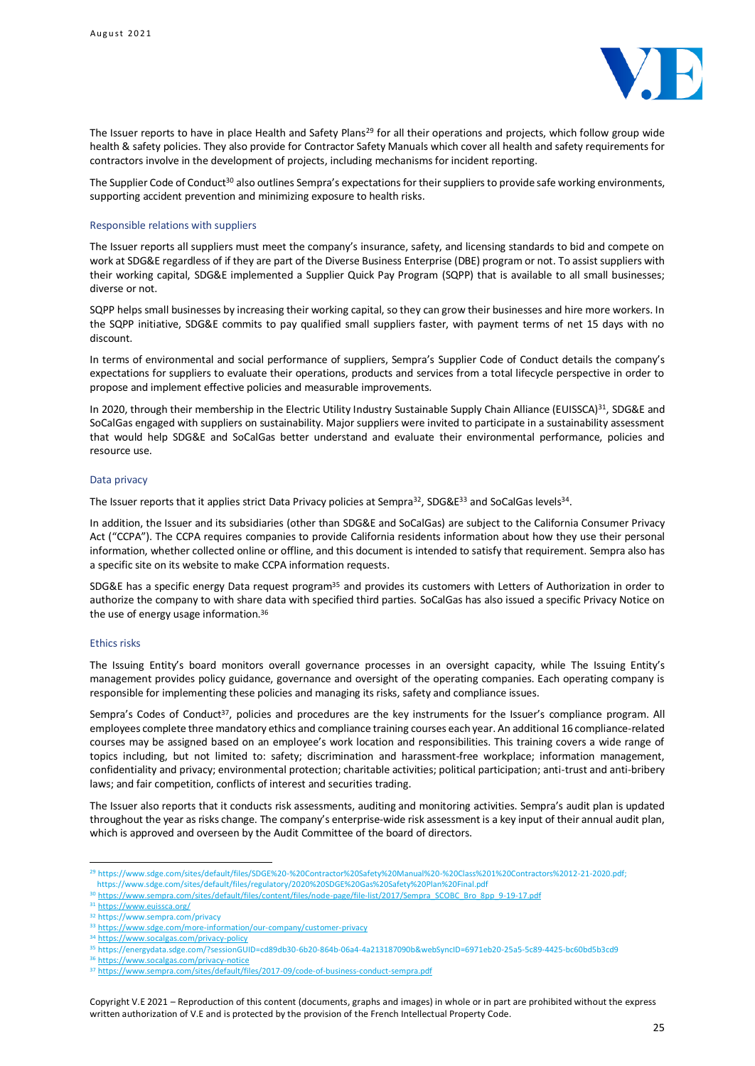The Issuer reports to have in place Health and Safety Plans[29] for all their operations and projects, which follow group wide health & safety policies. They also provide for Contractor Safety Manuals which cover all health and safety requirements for contractors involve in the development of projects, including mechanisms for incident reporting.

The Supplier Code of Conduct[30] also outlines Sempra's expectations for their suppliers to provide safe working environments, supporting accident prevention and minimizing exposure to health risks.

### Responsible relations with suppliers

The Issuer reports all suppliers must meet the company's insurance, safety, and licensing standards to bid and compete on work at SDG&E regardless of if they are part of the Diverse Business Enterprise (DBE) program or not. To assist suppliers with their working capital, SDG&E implemented a Supplier Quick Pay Program (SQPP) that is available to all small businesses; diverse or not.

SQPP helps small businesses by increasing their working capital, so they can grow their businesses and hire more workers. In the SQPP initiative, SDG&E commits to pay qualified small suppliers faster, with payment terms of net 15 days with no discount.

In terms of environmental and social performance of suppliers, Sempra's Supplier Code of Conduct details the company's expectations for suppliers to evaluate their operations, products and services from a total lifecycle perspective in order to propose and implement effective policies and measurable improvements.

In 2020, through their membership in the Electric Utility Industry Sustainable Supply Chain Alliance (EUISSCA)[31], SDG&E and SoCalGas engaged with suppliers on sustainability. Major suppliers were invited to participate in a sustainability assessment that would help SDG&E and SoCalGas better understand and evaluate their environmental performance, policies and resource use.

### Data privacy

The Issuer reports that it applies strict Data Privacy policies at Sempra[32], SDG&E[33] and SoCalGas levels[34].

In addition, the Issuer and its subsidiaries (other than SDG&E and SoCalGas) are subject to the California Consumer Privacy Act ("CCPA"). The CCPA requires companies to provide California residents information about how they use their personal information, whether collected online or offline, and this document is intended to satisfy that requirement. Sempra also has a specific site on its website to make CCPA information requests.

SDG&E has a specific energy Data request program[35] and provides its customers with Letters of Authorization in order to authorize the company to with share data with specified third parties. SoCalGas has also issued a specific Privacy Notice on the use of energy usage information.[36]

### Ethics risks

The Issuing Entity's board monitors overall governance processes in an oversight capacity, while The Issuing Entity's management provides policy guidance, governance and oversight of the operating companies. Each operating company is responsible for implementing these policies and managing its risks, safety and compliance issues.

Sempra's Codes of Conduct[37], policies and procedures are the key instruments for the Issuer's compliance program. All employees complete three mandatory ethics and compliance training courses each year. An additional 16 compliance-related courses may be assigned based on an employee's work location and responsibilities. This training covers a wide range of topics including, but not limited to: safety; discrimination and harassment-free workplace; information management, confidentiality and privacy; environmental protection; charitable activities; political participation; anti-trust and anti-bribery laws; and fair competition, conflicts of interest and securities trading.

The Issuer also reports that it conducts risk assessments, auditing and monitoring activities. Sempra's audit plan is updated throughout the year as risks change. The company's enterprise-wide risk assessment is a key input of their annual audit plan, which is approved and overseen by the Audit Committee of the board of directors.

---

[29] https://www.sdge.com/sites/default/files/SDGE%20-%20Contractor%20Safety%20Manual%20-%20Class%201%20Contractors%2012-21-2020.pdf; https://www.sdge.com/sites/default/files/regulatory/2020%20SDGE%20Gas%20Safety%20Plan%20Final.pdf

[30] https://www.sempra.com/sites/default/files/content/files/node-page/file-list/2017/Sempra_SCOBC_Bro_8pp_9-19-17.pdf

[31] https://www.euissca.org/

[32] https://www.sempra.com/privacy

[33] https://www.sdge.com/more-information/our-company/customer-privacy

[34] https://www.socalgas.com/privacy-policy

[35] https://energydata.sdge.com/?sessionGUID=cd89db30-6b20-864b-06a4-4a213187090b&webSyncID=6971eb20-25a5-5c89-4425-bc60bd5b3cd9

[36] https://www.socalgas.com/privacy-notice

[37] https://www.sempra.com/sites/default/files/2017-09/code-of-business-conduct-sempra.pdf

Copyright V.E 2021 – Reproduction of this content (documents, graphs and images) in whole or in part are prohibited without the express written authorization of V.E and is protected by the provision of the French Intellectual Property Code.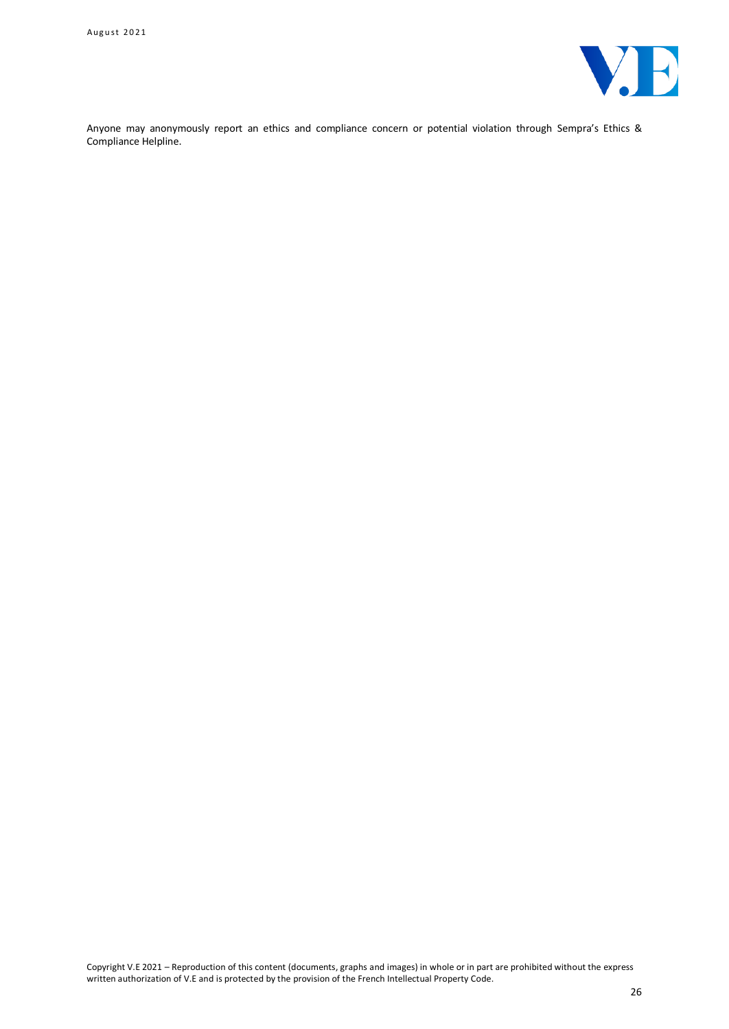Anyone may anonymously report an ethics and compliance concern or potential violation through Sempra's Ethics & Compliance Helpline.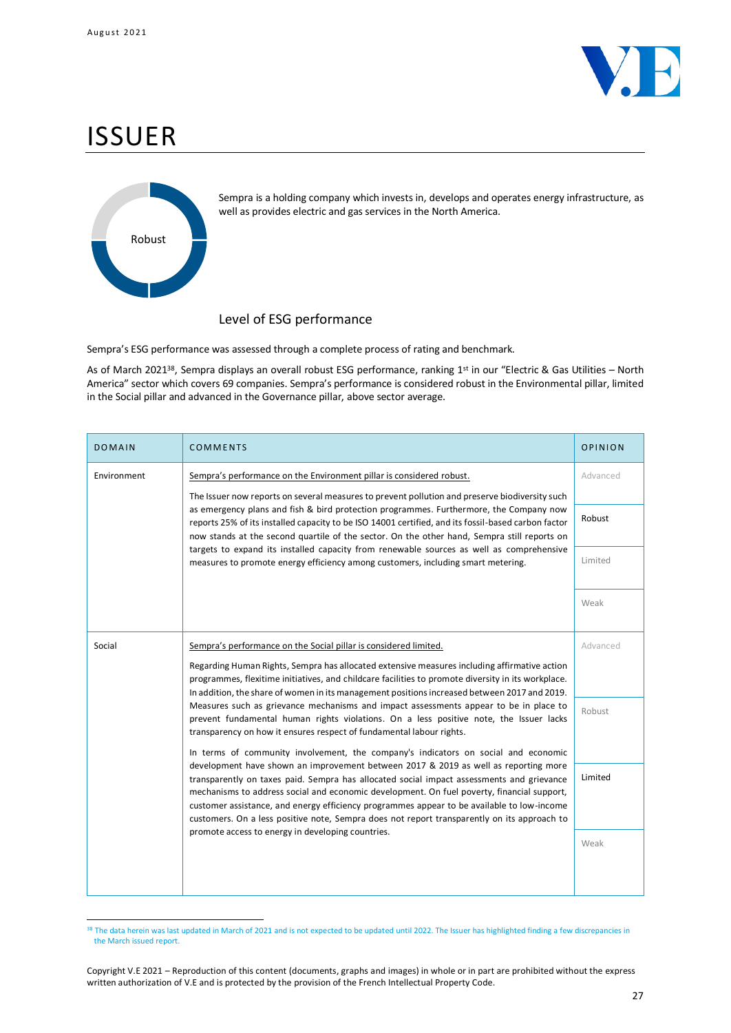# ISSUER

Robust

Sempra is a holding company which invests in, develops and operates energy infrastructure, as well as provides electric and gas services in the North America.

## Level of ESG performance

Sempra's ESG performance was assessed through a complete process of rating and benchmark.

As of March 2021[38], Sempra displays an overall robust ESG performance, ranking 1st in our "Electric & Gas Utilities – North America" sector which covers 69 companies. Sempra's performance is considered robust in the Environmental pillar, limited in the Social pillar and advanced in the Governance pillar, above sector average.

| DOMAIN | COMMENTS | OPINION |
|---|---|---|
| Environment | Sempra's performance on the Environment pillar is considered robust.<br><br>The Issuer now reports on several measures to prevent pollution and preserve biodiversity such as emergency plans and fish & bird protection programmes. Furthermore, the Company now reports 25% of its installed capacity to be ISO 14001 certified, and its fossil-based carbon factor now stands at the second quartile of the sector. On the other hand, Sempra still reports on targets to expand its installed capacity from renewable sources as well as comprehensive measures to promote energy efficiency among customers, including smart metering. | Robust |
| Social | Sempra's performance on the Social pillar is considered limited.<br><br>Regarding Human Rights, Sempra has allocated extensive measures including affirmative action programmes, flexitime initiatives, and childcare facilities to promote diversity in its workplace. In addition, the share of women in its management positions increased between 2017 and 2019. Measures such as grievance mechanisms and impact assessments appear to be in place to prevent fundamental human rights violations. On a less positive note, the Issuer lacks transparency on how it ensures respect of fundamental labour rights.<br><br>In terms of community involvement, the company's indicators on social and economic development have shown an improvement between 2017 & 2019 as well as reporting more transparently on taxes paid. Sempra has allocated social impact assessments and grievance mechanisms to address social and economic development. On fuel poverty, financial support, customer assistance, and energy efficiency programmes appear to be available to low-income customers. On a less positive note, Sempra does not report transparently on its approach to promote access to energy in developing countries. | Limited |

[38] The data herein was last updated in March of 2021 and is not expected to be updated until 2022. The Issuer has highlighted finding a few discrepancies in the March issued report.

Copyright V.E 2021 – Reproduction of this content (documents, graphs and images) in whole or in part are prohibited without the express written authorization of V.E and is protected by the provision of the French Intellectual Property Code.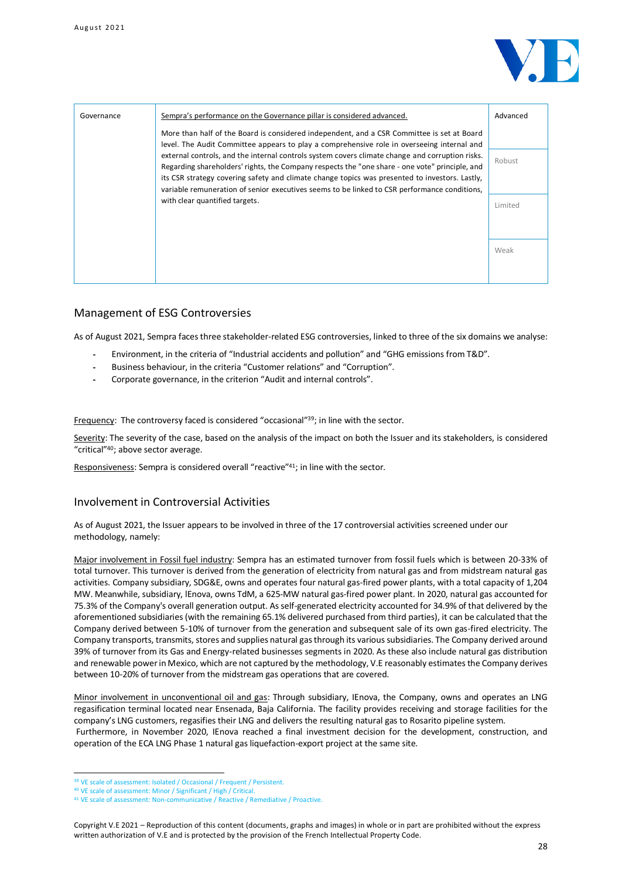| Governance | Sempra's performance on the Governance pillar is considered advanced.<br><br>More than half of the Board is considered independent, and a CSR Committee is set at Board level. The Audit Committee appears to play a comprehensive role in overseeing internal and external controls, and the internal controls system covers climate change and corruption risks. Regarding shareholders' rights, the Company respects the "one share - one vote" principle, and its CSR strategy covering safety and climate change topics was presented to investors. Lastly, variable remuneration of senior executives seems to be linked to CSR performance conditions, with clear quantified targets. | Advanced<br><br>Robust<br><br>Limited<br><br>Weak |
|---|---|---|

## Management of ESG Controversies

As of August 2021, Sempra faces three stakeholder-related ESG controversies, linked to three of the six domains we analyse:

- Environment, in the criteria of "Industrial accidents and pollution" and "GHG emissions from T&D".
- Business behaviour, in the criteria "Customer relations" and "Corruption".
- Corporate governance, in the criterion "Audit and internal controls".

Frequency: The controversy faced is considered "occasional"[39]; in line with the sector.

Severity: The severity of the case, based on the analysis of the impact on both the Issuer and its stakeholders, is considered "critical"[40]; above sector average.

Responsiveness: Sempra is considered overall "reactive"[41]; in line with the sector.

## Involvement in Controversial Activities

As of August 2021, the Issuer appears to be involved in three of the 17 controversial activities screened under our methodology, namely:

Major involvement in Fossil fuel industry: Sempra has an estimated turnover from fossil fuels which is between 20-33% of total turnover. This turnover is derived from the generation of electricity from natural gas and from midstream natural gas activities. Company subsidiary, SDG&E, owns and operates four natural gas-fired power plants, with a total capacity of 1,204 MW. Meanwhile, subsidiary, IEnova, owns TdM, a 625-MW natural gas-fired power plant. In 2020, natural gas accounted for 75.3% of the Company's overall generation output. As self-generated electricity accounted for 34.9% of that delivered by the aforementioned subsidiaries (with the remaining 65.1% delivered purchased from third parties), it can be calculated that the Company derived between 5-10% of turnover from the generation and subsequent sale of its own gas-fired electricity. The Company transports, transmits, stores and supplies natural gas through its various subsidiaries. The Company derived around 39% of turnover from its Gas and Energy-related businesses segments in 2020. As these also include natural gas distribution and renewable power in Mexico, which are not captured by the methodology, V.E reasonably estimates the Company derives between 10-20% of turnover from the midstream gas operations that are covered.

Minor involvement in unconventional oil and gas: Through subsidiary, IEnova, the Company, owns and operates an LNG regasification terminal located near Ensenada, Baja California. The facility provides receiving and storage facilities for the company's LNG customers, regasifies their LNG and delivers the resulting natural gas to Rosarito pipeline system.
Furthermore, in November 2020, IEnova reached a final investment decision for the development, construction, and operation of the ECA LNG Phase 1 natural gas liquefaction-export project at the same site.

[39] VE scale of assessment: Isolated / Occasional / Frequent / Persistent.
[40] VE scale of assessment: Minor / Significant / High / Critical.
[41] VE scale of assessment: Non-communicative / Reactive / Remediative / Proactive.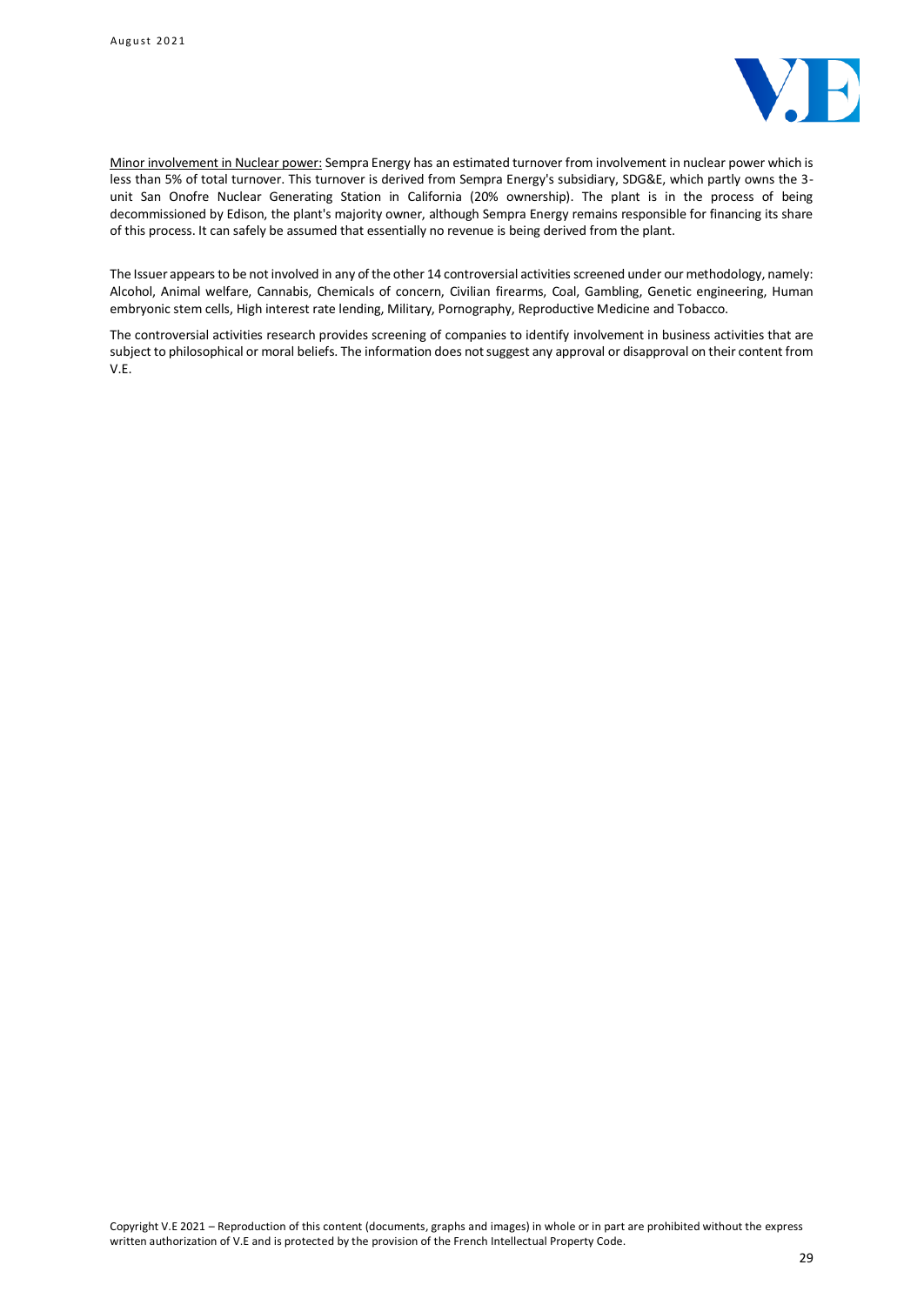<u>Minor involvement in Nuclear power:</u> Sempra Energy has an estimated turnover from involvement in nuclear power which is less than 5% of total turnover. This turnover is derived from Sempra Energy's subsidiary, SDG&E, which partly owns the 3-unit San Onofre Nuclear Generating Station in California (20% ownership). The plant is in the process of being decommissioned by Edison, the plant's majority owner, although Sempra Energy remains responsible for financing its share of this process. It can safely be assumed that essentially no revenue is being derived from the plant.

The Issuer appears to be not involved in any of the other 14 controversial activities screened under our methodology, namely: Alcohol, Animal welfare, Cannabis, Chemicals of concern, Civilian firearms, Coal, Gambling, Genetic engineering, Human embryonic stem cells, High interest rate lending, Military, Pornography, Reproductive Medicine and Tobacco.

The controversial activities research provides screening of companies to identify involvement in business activities that are subject to philosophical or moral beliefs. The information does not suggest any approval or disapproval on their content from V.E.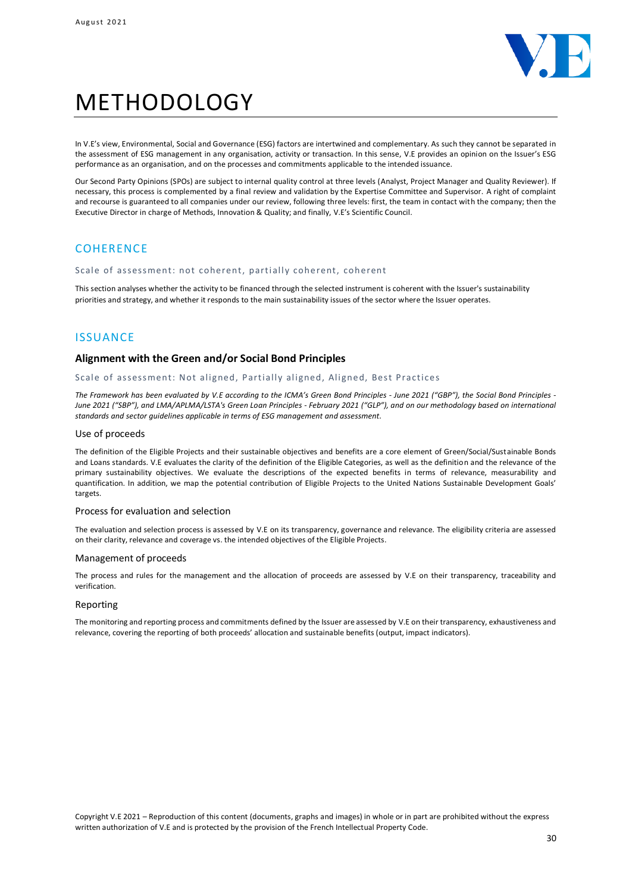# METHODOLOGY

In V.E's view, Environmental, Social and Governance (ESG) factors are intertwined and complementary. As such they cannot be separated in the assessment of ESG management in any organisation, activity or transaction. In this sense, V.E provides an opinion on the Issuer's ESG performance as an organisation, and on the processes and commitments applicable to the intended issuance.

Our Second Party Opinions (SPOs) are subject to internal quality control at three levels (Analyst, Project Manager and Quality Reviewer). If necessary, this process is complemented by a final review and validation by the Expertise Committee and Supervisor. A right of complaint and recourse is guaranteed to all companies under our review, following three levels: first, the team in contact with the company; then the Executive Director in charge of Methods, Innovation & Quality; and finally, V.E's Scientific Council.

## COHERENCE

Scale of assessment: not coherent, partially coherent, coherent

This section analyses whether the activity to be financed through the selected instrument is coherent with the Issuer's sustainability priorities and strategy, and whether it responds to the main sustainability issues of the sector where the Issuer operates.

## ISSUANCE

### Alignment with the Green and/or Social Bond Principles

Scale of assessment: Not aligned, Partially aligned, Aligned, Best Practices

*The Framework has been evaluated by V.E according to the ICMA's Green Bond Principles - June 2021 ("GBP"), the Social Bond Principles - June 2021 ("SBP"), and LMA/APLMA/LSTA's Green Loan Principles - February 2021 ("GLP"), and on our methodology based on international standards and sector guidelines applicable in terms of ESG management and assessment.*

#### Use of proceeds

The definition of the Eligible Projects and their sustainable objectives and benefits are a core element of Green/Social/Sustainable Bonds and Loans standards. V.E evaluates the clarity of the definition of the Eligible Categories, as well as the definition and the relevance of the primary sustainability objectives. We evaluate the descriptions of the expected benefits in terms of relevance, measurability and quantification. In addition, we map the potential contribution of Eligible Projects to the United Nations Sustainable Development Goals' targets.

#### Process for evaluation and selection

The evaluation and selection process is assessed by V.E on its transparency, governance and relevance. The eligibility criteria are assessed on their clarity, relevance and coverage vs. the intended objectives of the Eligible Projects.

#### Management of proceeds

The process and rules for the management and the allocation of proceeds are assessed by V.E on their transparency, traceability and verification.

#### Reporting

The monitoring and reporting process and commitments defined by the Issuer are assessed by V.E on their transparency, exhaustiveness and relevance, covering the reporting of both proceeds' allocation and sustainable benefits (output, impact indicators).

Copyright V.E 2021 – Reproduction of this content (documents, graphs and images) in whole or in part are prohibited without the express written authorization of V.E and is protected by the provision of the French Intellectual Property Code.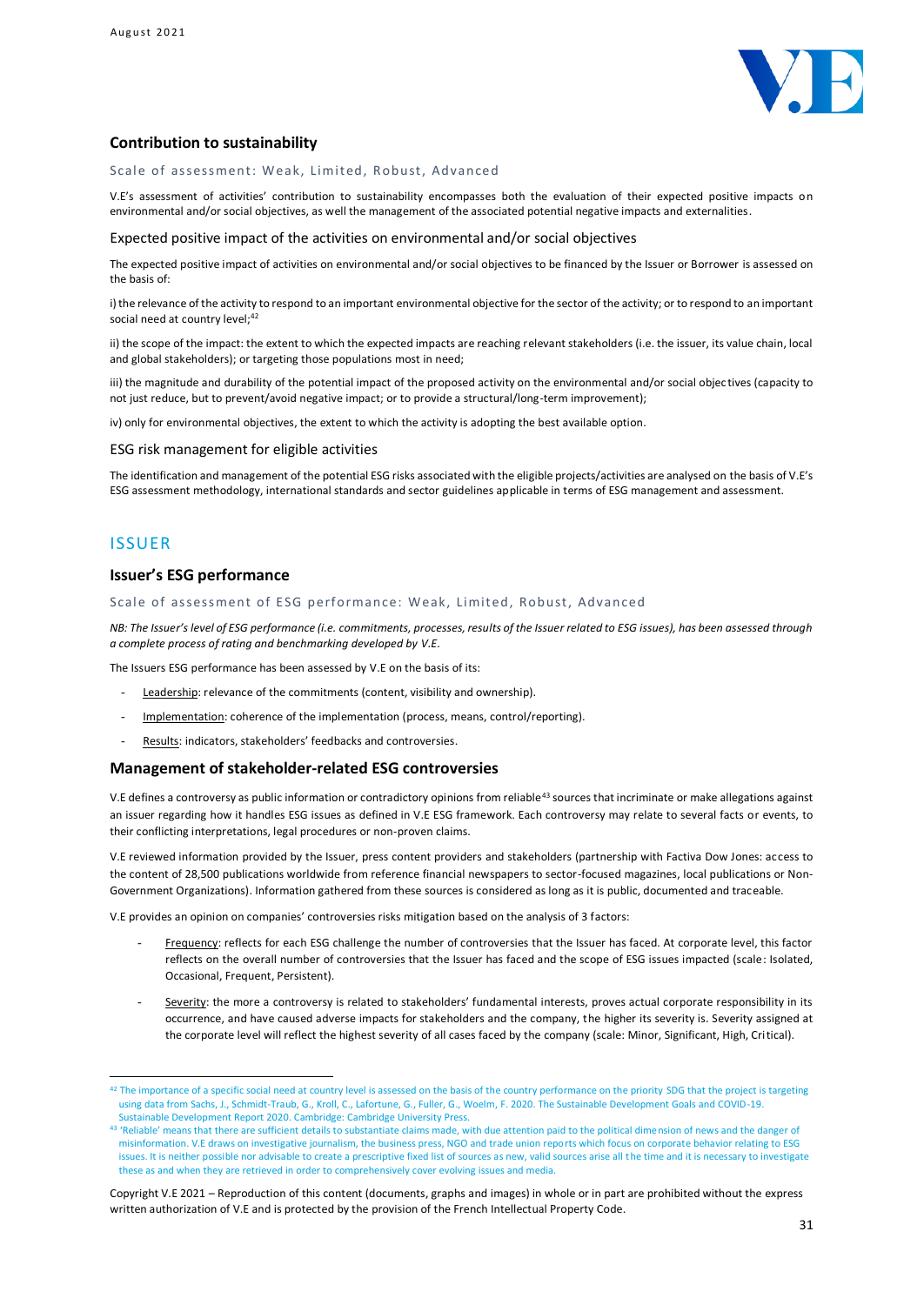## Contribution to sustainability

Scale of assessment: Weak, Limited, Robust, Advanced

V.E's assessment of activities' contribution to sustainability encompasses both the evaluation of their expected positive impacts on environmental and/or social objectives, as well the management of the associated potential negative impacts and externalities.

### Expected positive impact of the activities on environmental and/or social objectives

The expected positive impact of activities on environmental and/or social objectives to be financed by the Issuer or Borrower is assessed on the basis of:

i) the relevance of the activity to respond to an important environmental objective for the sector of the activity; or to respond to an important social need at country level;[42]

ii) the scope of the impact: the extent to which the expected impacts are reaching relevant stakeholders (i.e. the issuer, its value chain, local and global stakeholders); or targeting those populations most in need;

iii) the magnitude and durability of the potential impact of the proposed activity on the environmental and/or social objectives (capacity to not just reduce, but to prevent/avoid negative impact; or to provide a structural/long-term improvement);

iv) only for environmental objectives, the extent to which the activity is adopting the best available option.

### ESG risk management for eligible activities

The identification and management of the potential ESG risks associated with the eligible projects/activities are analysed on the basis of V.E's ESG assessment methodology, international standards and sector guidelines applicable in terms of ESG management and assessment.

# ISSUER

## Issuer's ESG performance

Scale of assessment of ESG performance: Weak, Limited, Robust, Advanced

*NB: The Issuer's level of ESG performance (i.e. commitments, processes, results of the Issuer related to ESG issues), has been assessed through a complete process of rating and benchmarking developed by V.E.*

The Issuers ESG performance has been assessed by V.E on the basis of its:

- Leadership: relevance of the commitments (content, visibility and ownership).
- Implementation: coherence of the implementation (process, means, control/reporting).
- Results: indicators, stakeholders' feedbacks and controversies.

## Management of stakeholder-related ESG controversies

V.E defines a controversy as public information or contradictory opinions from reliable[43] sources that incriminate or make allegations against an issuer regarding how it handles ESG issues as defined in V.E ESG framework. Each controversy may relate to several facts or events, to their conflicting interpretations, legal procedures or non-proven claims.

V.E reviewed information provided by the Issuer, press content providers and stakeholders (partnership with Factiva Dow Jones: access to the content of 28,500 publications worldwide from reference financial newspapers to sector-focused magazines, local publications or Non-Government Organizations). Information gathered from these sources is considered as long as it is public, documented and traceable.

V.E provides an opinion on companies' controversies risks mitigation based on the analysis of 3 factors:

- Frequency: reflects for each ESG challenge the number of controversies that the Issuer has faced. At corporate level, this factor reflects on the overall number of controversies that the Issuer has faced and the scope of ESG issues impacted (scale: Isolated, Occasional, Frequent, Persistent).
- Severity: the more a controversy is related to stakeholders' fundamental interests, proves actual corporate responsibility in its occurrence, and have caused adverse impacts for stakeholders and the company, the higher its severity is. Severity assigned at the corporate level will reflect the highest severity of all cases faced by the company (scale: Minor, Significant, High, Critical).

---

[42] The importance of a specific social need at country level is assessed on the basis of the country performance on the priority SDG that the project is targeting using data from Sachs, J., Schmidt-Traub, G., Kroll, C., Lafortune, G., Fuller, G., Woelm, F. 2020. The Sustainable Development Goals and COVID-19. Sustainable Development Report 2020. Cambridge: Cambridge University Press.

[43] 'Reliable' means that there are sufficient details to substantiate claims made, with due attention paid to the political dimension of news and the danger of misinformation. V.E draws on investigative journalism, the business press, NGO and trade union reports which focus on corporate behavior relating to ESG issues. It is neither possible nor advisable to create a prescriptive fixed list of sources as new, valid sources arise all the time and it is necessary to investigate these as and when they are retrieved in order to comprehensively cover evolving issues and media.

Copyright V.E 2021 – Reproduction of this content (documents, graphs and images) in whole or in part are prohibited without the express written authorization of V.E and is protected by the provision of the French Intellectual Property Code.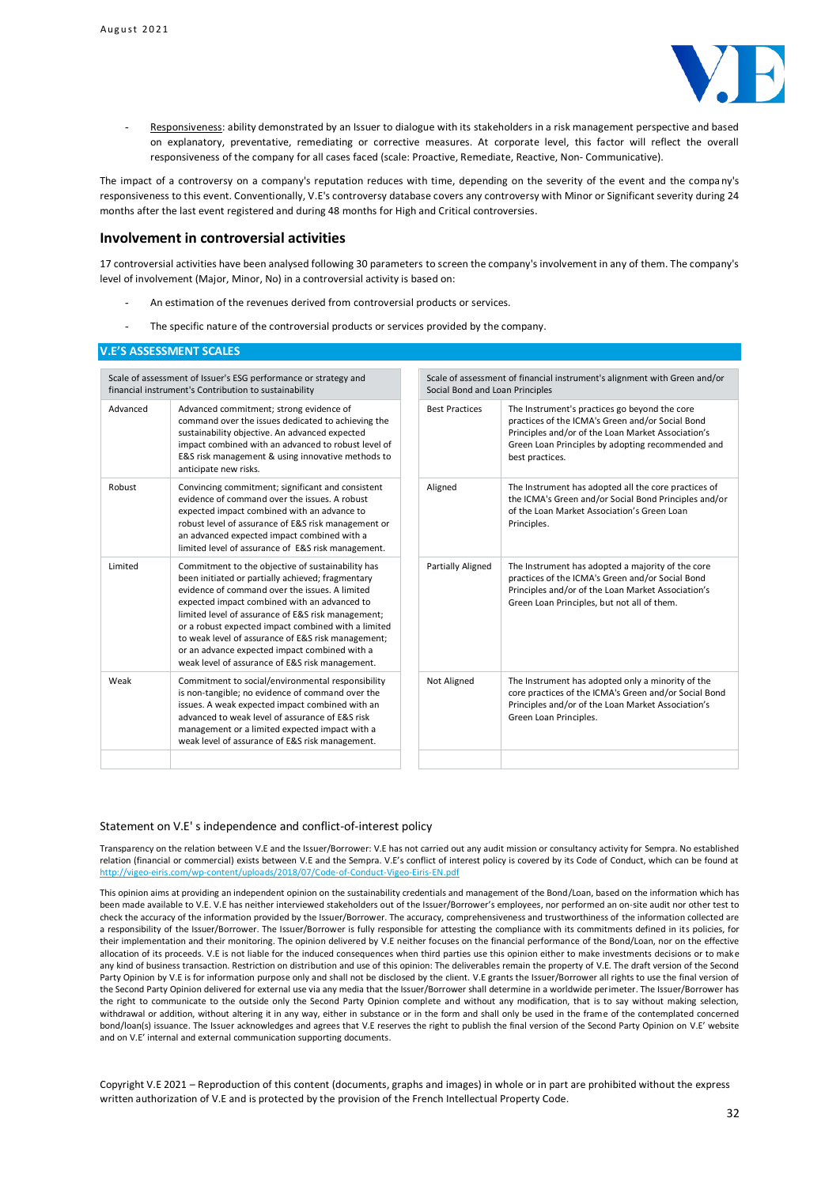- Responsiveness: ability demonstrated by an Issuer to dialogue with its stakeholders in a risk management perspective and based on explanatory, preventative, remediating or corrective measures. At corporate level, this factor will reflect the overall responsiveness of the company for all cases faced (scale: Proactive, Remediate, Reactive, Non- Communicative).

The impact of a controversy on a company's reputation reduces with time, depending on the severity of the event and the company's responsiveness to this event. Conventionally, V.E's controversy database covers any controversy with Minor or Significant severity during 24 months after the last event registered and during 48 months for High and Critical controversies.

## Involvement in controversial activities

17 controversial activities have been analysed following 30 parameters to screen the company's involvement in any of them. The company's level of involvement (Major, Minor, No) in a controversial activity is based on:

- An estimation of the revenues derived from controversial products or services.
- The specific nature of the controversial products or services provided by the company.

### V.E'S ASSESSMENT SCALES

| Scale of assessment of Issuer's ESG performance or strategy and financial instrument's Contribution to sustainability | |
|---|---|
| Advanced | Advanced commitment; strong evidence of command over the issues dedicated to achieving the sustainability objective. An advanced expected impact combined with an advanced to robust level of E&S risk management & using innovative methods to anticipate new risks. |
| Robust | Convincing commitment; significant and consistent evidence of command over the issues. A robust expected impact combined with an advance to robust level of assurance of E&S risk management or an advanced expected impact combined with a limited level of assurance of E&S risk management. |
| Limited | Commitment to the objective of sustainability has been initiated or partially achieved; fragmentary evidence of command over the issues. A limited expected impact combined with an advanced to limited level of assurance of E&S risk management; or a robust expected impact combined with a limited to weak level of assurance of E&S risk management; or an advance expected impact combined with a weak level of assurance of E&S risk management. |
| Weak | Commitment to social/environmental responsibility is non-tangible; no evidence of command over the issues. A weak expected impact combined with an advanced to weak level of assurance of E&S risk management or a limited expected impact with a weak level of assurance of E&S risk management. |

| Scale of assessment of financial instrument's alignment with Green and/or Social Bond and Loan Principles | |
|---|---|
| Best Practices | The Instrument's practices go beyond the core practices of the ICMA's Green and/or Social Bond Principles and/or of the Loan Market Association's Green Loan Principles by adopting recommended and best practices. |
| Aligned | The Instrument has adopted all the core practices of the ICMA's Green and/or Social Bond Principles and/or of the Loan Market Association's Green Loan Principles. |
| Partially Aligned | The Instrument has adopted a majority of the core practices of the ICMA's Green and/or Social Bond Principles and/or of the Loan Market Association's Green Loan Principles, but not all of them. |
| Not Aligned | The Instrument has adopted only a minority of the core practices of the ICMA's Green and/or Social Bond Principles and/or of the Loan Market Association's Green Loan Principles. |

Statement on V.E' s independence and conflict-of-interest policy

Transparency on the relation between V.E and the Issuer/Borrower: V.E has not carried out any audit mission or consultancy activity for Sempra. No established relation (financial or commercial) exists between V.E and the Sempra. V.E's conflict of interest policy is covered by its Code of Conduct, which can be found at http://vigeo-eiris.com/wp-content/uploads/2018/07/Code-of-Conduct-Vigeo-Eiris-EN.pdf

This opinion aims at providing an independent opinion on the sustainability credentials and management of the Bond/Loan, based on the information which has been made available to V.E. V.E has neither interviewed stakeholders out of the Issuer/Borrower's employees, nor performed an on-site audit nor other test to check the accuracy of the information provided by the Issuer/Borrower. The accuracy, comprehensiveness and trustworthiness of the information collected are a responsibility of the Issuer/Borrower. The Issuer/Borrower is fully responsible for attesting the compliance with its commitments defined in its policies, for their implementation and their monitoring. The opinion delivered by V.E neither focuses on the financial performance of the Bond/Loan, nor on the effective allocation of its proceeds. V.E is not liable for the induced consequences when third parties use this opinion either to make investments decisions or to make any kind of business transaction. Restriction on distribution and use of this opinion: The deliverables remain the property of V.E. The draft version of the Second Party Opinion by V.E is for information purpose only and shall not be disclosed by the client. V.E grants the Issuer/Borrower all rights to use the final version of the Second Party Opinion delivered for external use via any media that the Issuer/Borrower shall determine in a worldwide perimeter. The Issuer/Borrower has the right to communicate to the outside only the Second Party Opinion complete and without any modification, that is to say without making selection, withdrawal or addition, without altering it in any way, either in substance or in the form and shall only be used in the frame of the contemplated concerned bond/loan(s) issuance. The Issuer acknowledges and agrees that V.E reserves the right to publish the final version of the Second Party Opinion on V.E' website and on V.E' internal and external communication supporting documents.

Copyright V.E 2021 – Reproduction of this content (documents, graphs and images) in whole or in part are prohibited without the express written authorization of V.E and is protected by the provision of the French Intellectual Property Code.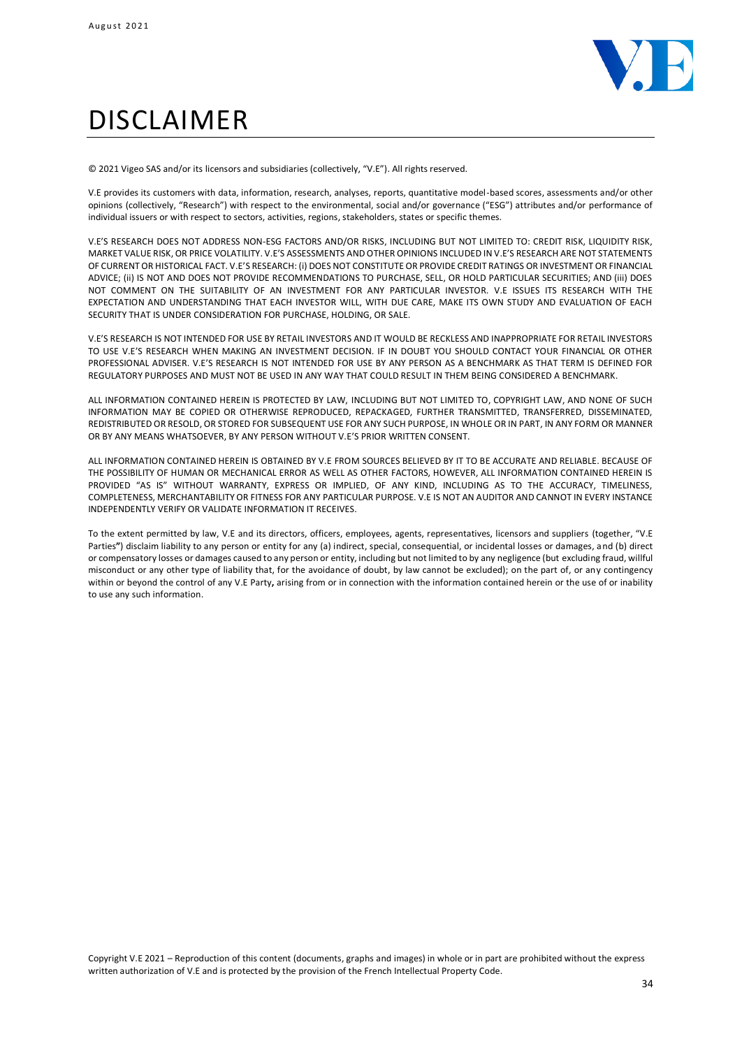# DISCLAIMER

© 2021 Vigeo SAS and/or its licensors and subsidiaries (collectively, "V.E"). All rights reserved.

V.E provides its customers with data, information, research, analyses, reports, quantitative model-based scores, assessments and/or other opinions (collectively, "Research") with respect to the environmental, social and/or governance ("ESG") attributes and/or performance of individual issuers or with respect to sectors, activities, regions, stakeholders, states or specific themes.

V.E'S RESEARCH DOES NOT ADDRESS NON-ESG FACTORS AND/OR RISKS, INCLUDING BUT NOT LIMITED TO: CREDIT RISK, LIQUIDITY RISK, MARKET VALUE RISK, OR PRICE VOLATILITY. V.E'S ASSESSMENTS AND OTHER OPINIONS INCLUDED IN V.E'S RESEARCH ARE NOT STATEMENTS OF CURRENT OR HISTORICAL FACT. V.E'S RESEARCH: (i) DOES NOT CONSTITUTE OR PROVIDE CREDIT RATINGS OR INVESTMENT OR FINANCIAL ADVICE; (ii) IS NOT AND DOES NOT PROVIDE RECOMMENDATIONS TO PURCHASE, SELL, OR HOLD PARTICULAR SECURITIES; AND (iii) DOES NOT COMMENT ON THE SUITABILITY OF AN INVESTMENT FOR ANY PARTICULAR INVESTOR. V.E ISSUES ITS RESEARCH WITH THE EXPECTATION AND UNDERSTANDING THAT EACH INVESTOR WILL, WITH DUE CARE, MAKE ITS OWN STUDY AND EVALUATION OF EACH SECURITY THAT IS UNDER CONSIDERATION FOR PURCHASE, HOLDING, OR SALE.

V.E'S RESEARCH IS NOT INTENDED FOR USE BY RETAIL INVESTORS AND IT WOULD BE RECKLESS AND INAPPROPRIATE FOR RETAIL INVESTORS TO USE V.E'S RESEARCH WHEN MAKING AN INVESTMENT DECISION. IF IN DOUBT YOU SHOULD CONTACT YOUR FINANCIAL OR OTHER PROFESSIONAL ADVISER. V.E'S RESEARCH IS NOT INTENDED FOR USE BY ANY PERSON AS A BENCHMARK AS THAT TERM IS DEFINED FOR REGULATORY PURPOSES AND MUST NOT BE USED IN ANY WAY THAT COULD RESULT IN THEM BEING CONSIDERED A BENCHMARK.

ALL INFORMATION CONTAINED HEREIN IS PROTECTED BY LAW, INCLUDING BUT NOT LIMITED TO, COPYRIGHT LAW, AND NONE OF SUCH INFORMATION MAY BE COPIED OR OTHERWISE REPRODUCED, REPACKAGED, FURTHER TRANSMITTED, TRANSFERRED, DISSEMINATED, REDISTRIBUTED OR RESOLD, OR STORED FOR SUBSEQUENT USE FOR ANY SUCH PURPOSE, IN WHOLE OR IN PART, IN ANY FORM OR MANNER OR BY ANY MEANS WHATSOEVER, BY ANY PERSON WITHOUT V.E'S PRIOR WRITTEN CONSENT.

ALL INFORMATION CONTAINED HEREIN IS OBTAINED BY V.E FROM SOURCES BELIEVED BY IT TO BE ACCURATE AND RELIABLE. BECAUSE OF THE POSSIBILITY OF HUMAN OR MECHANICAL ERROR AS WELL AS OTHER FACTORS, HOWEVER, ALL INFORMATION CONTAINED HEREIN IS PROVIDED "AS IS" WITHOUT WARRANTY, EXPRESS OR IMPLIED, OF ANY KIND, INCLUDING AS TO THE ACCURACY, TIMELINESS, COMPLETENESS, MERCHANTABILITY OR FITNESS FOR ANY PARTICULAR PURPOSE. V.E IS NOT AN AUDITOR AND CANNOT IN EVERY INSTANCE INDEPENDENTLY VERIFY OR VALIDATE INFORMATION IT RECEIVES.

To the extent permitted by law, V.E and its directors, officers, employees, agents, representatives, licensors and suppliers (together, "V.E Parties") disclaim liability to any person or entity for any (a) indirect, special, consequential, or incidental losses or damages, and (b) direct or compensatory losses or damages caused to any person or entity, including but not limited to by any negligence (but excluding fraud, willful misconduct or any other type of liability that, for the avoidance of doubt, by law cannot be excluded); on the part of, or any contingency within or beyond the control of any V.E Party**,** arising from or in connection with the information contained herein or the use of or inability to use any such information.

Copyright V.E 2021 – Reproduction of this content (documents, graphs and images) in whole or in part are prohibited without the express written authorization of V.E and is protected by the provision of the French Intellectual Property Code.